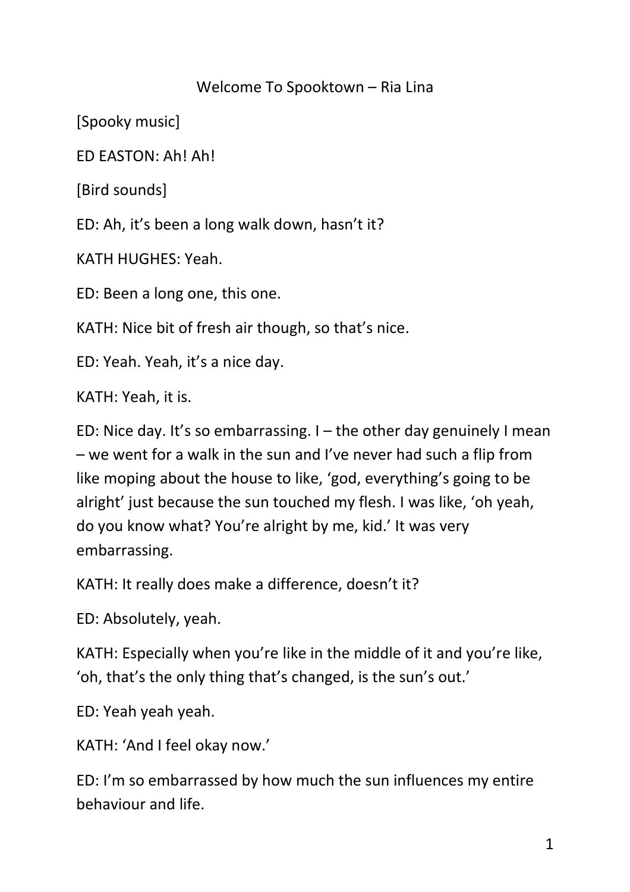# Welcome To Spooktown – Ria Lina

[Spooky music]

ED EASTON: Ah! Ah!

[Bird sounds]

ED: Ah, it's been a long walk down, hasn't it?

KATH HUGHES: Yeah.

ED: Been a long one, this one.

KATH: Nice bit of fresh air though, so that's nice.

ED: Yeah. Yeah, it's a nice day.

KATH: Yeah, it is.

ED: Nice day. It's so embarrassing. I – the other day genuinely I mean – we went for a walk in the sun and I've never had such a flip from like moping about the house to like, 'god, everything's going to be alright' just because the sun touched my flesh. I was like, 'oh yeah, do you know what? You're alright by me, kid.' It was very embarrassing.

KATH: It really does make a difference, doesn't it?

ED: Absolutely, yeah.

KATH: Especially when you're like in the middle of it and you're like, 'oh, that's the only thing that's changed, is the sun's out.'

ED: Yeah yeah yeah.

KATH: 'And I feel okay now.'

ED: I'm so embarrassed by how much the sun influences my entire behaviour and life.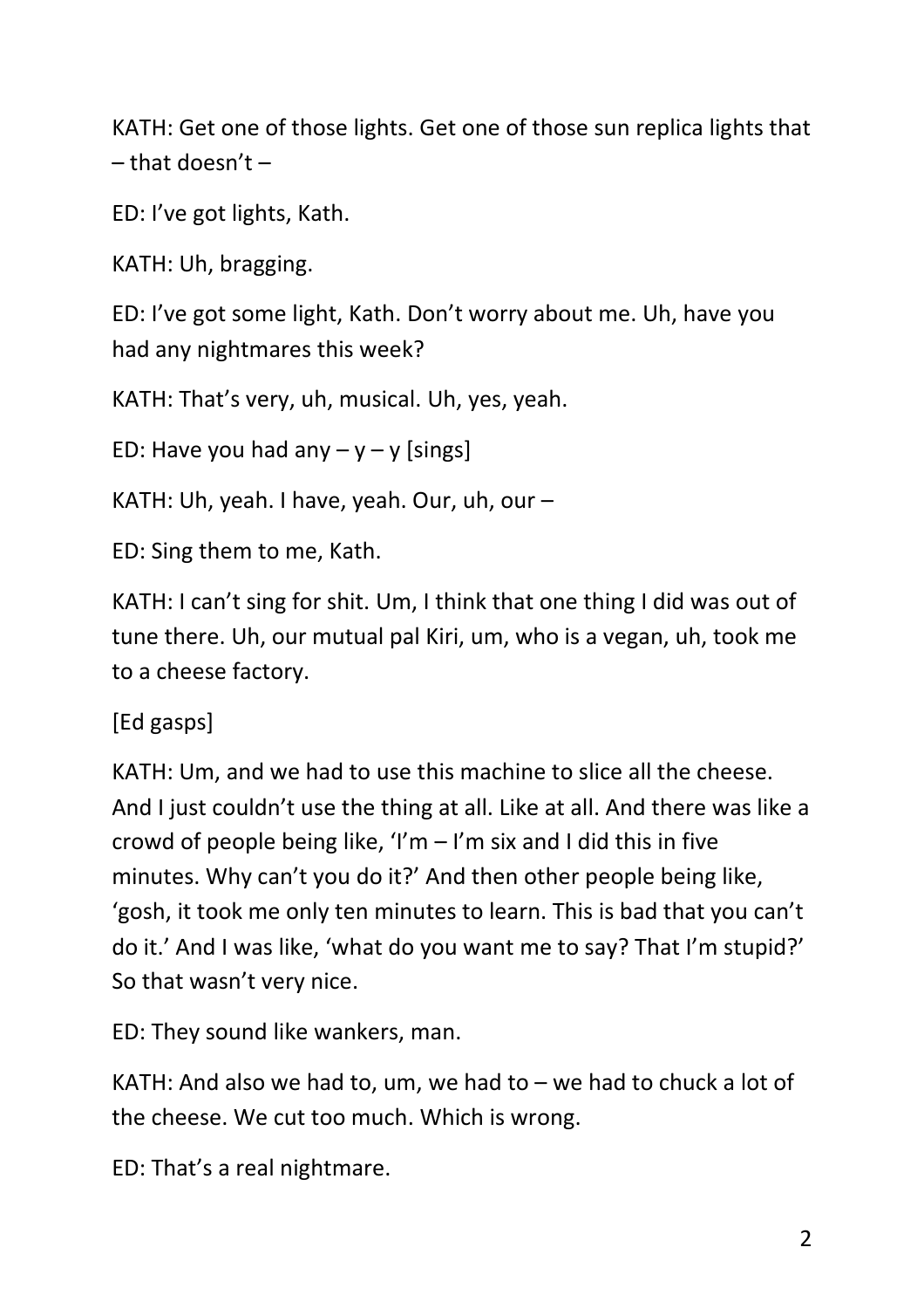KATH: Get one of those lights. Get one of those sun replica lights that – that doesn't –

ED: I've got lights, Kath.

KATH: Uh, bragging.

ED: I've got some light, Kath. Don't worry about me. Uh, have you had any nightmares this week?

KATH: That's very, uh, musical. Uh, yes, yeah.

ED: Have you had any – y – y [sings]

KATH: Uh, yeah. I have, yeah. Our, uh, our –

ED: Sing them to me, Kath.

KATH: I can't sing for shit. Um, I think that one thing I did was out of tune there. Uh, our mutual pal Kiri, um, who is a vegan, uh, took me to a cheese factory.

[Ed gasps]

KATH: Um, and we had to use this machine to slice all the cheese. And I just couldn't use the thing at all. Like at all. And there was like a crowd of people being like, 'I'm – I'm six and I did this in five minutes. Why can't you do it?' And then other people being like, 'gosh, it took me only ten minutes to learn. This is bad that you can't do it.' And I was like, 'what do you want me to say? That I'm stupid?' So that wasn't very nice.

ED: They sound like wankers, man.

KATH: And also we had to, um, we had to – we had to chuck a lot of the cheese. We cut too much. Which is wrong.

ED: That's a real nightmare.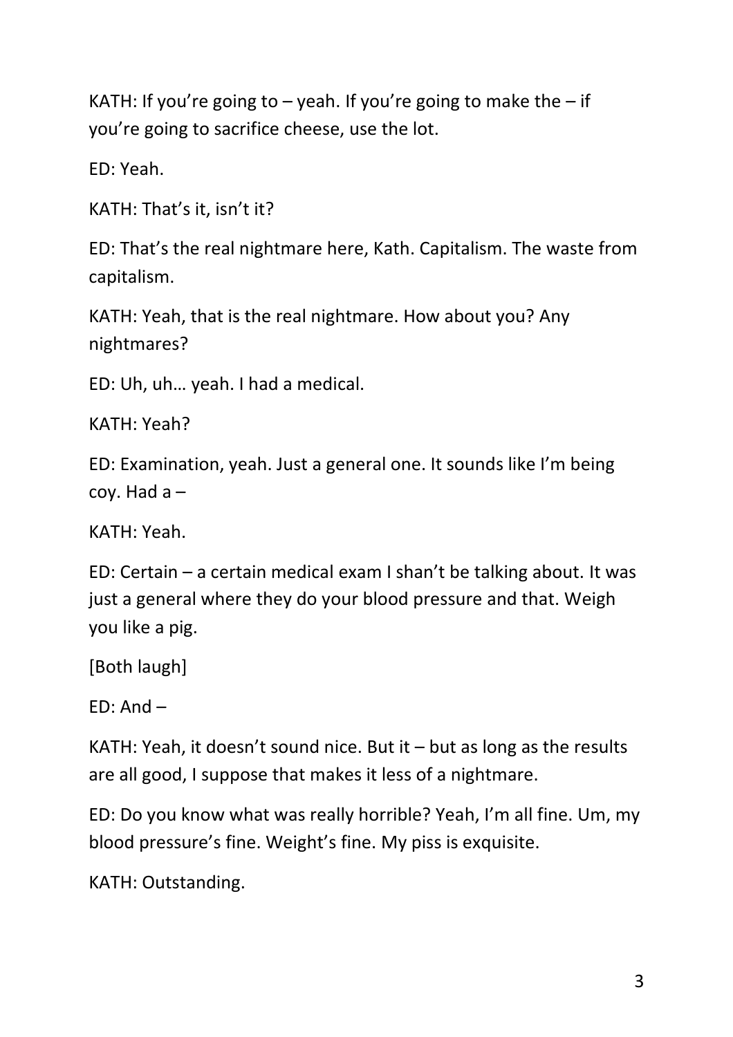KATH: If you're going to – yeah. If you're going to make the – if you're going to sacrifice cheese, use the lot.

ED: Yeah.

KATH: That's it, isn't it?

ED: That's the real nightmare here, Kath. Capitalism. The waste from capitalism.

KATH: Yeah, that is the real nightmare. How about you? Any nightmares?

ED: Uh, uh… yeah. I had a medical.

KATH: Yeah?

ED: Examination, yeah. Just a general one. It sounds like I'm being coy. Had a –

KATH: Yeah.

ED: Certain – a certain medical exam I shan't be talking about. It was just a general where they do your blood pressure and that. Weigh you like a pig.

[Both laugh]

ED: And –

KATH: Yeah, it doesn't sound nice. But it – but as long as the results are all good, I suppose that makes it less of a nightmare.

ED: Do you know what was really horrible? Yeah, I'm all fine. Um, my blood pressure's fine. Weight's fine. My piss is exquisite.

KATH: Outstanding.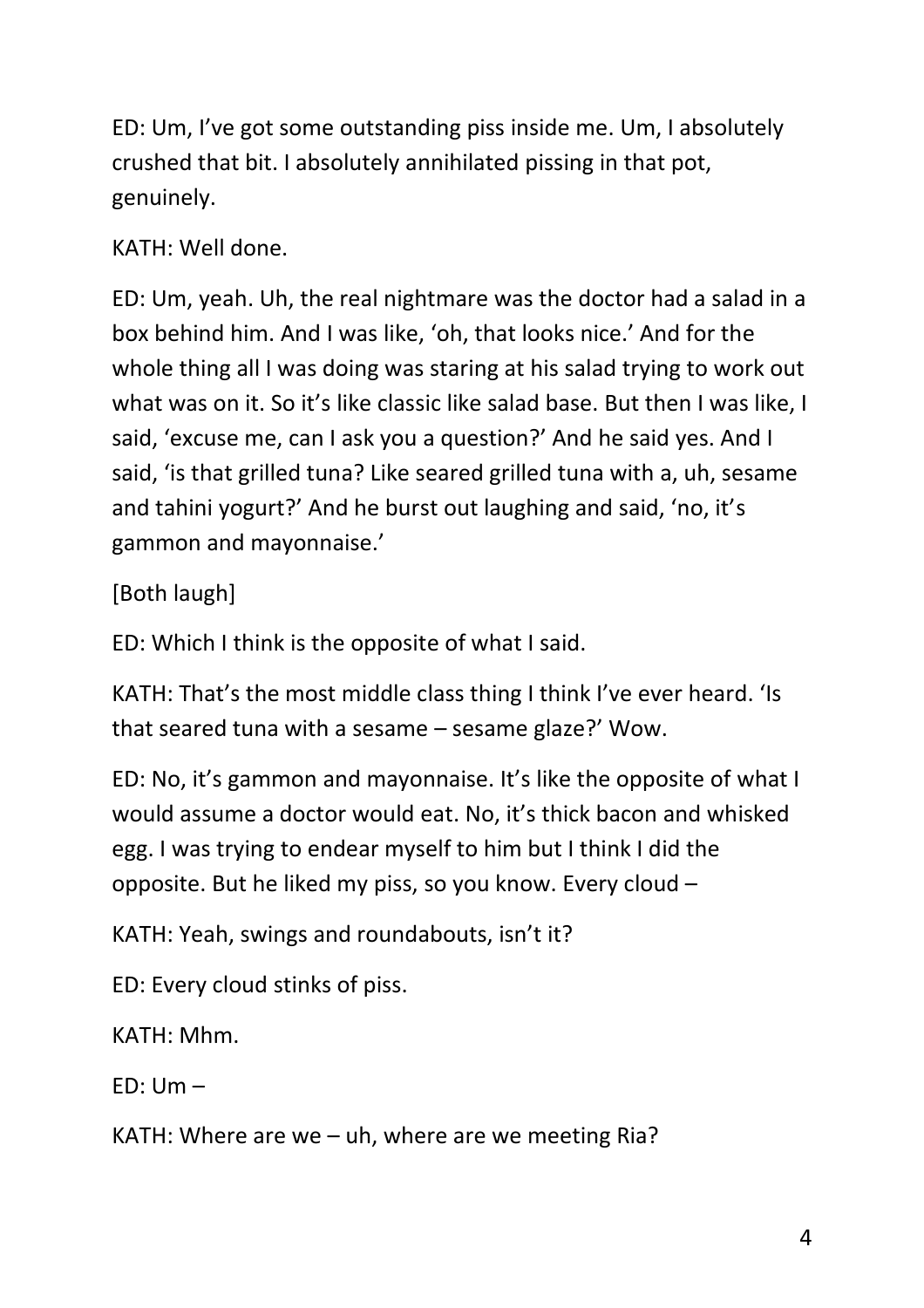ED: Um, I've got some outstanding piss inside me. Um, I absolutely crushed that bit. I absolutely annihilated pissing in that pot, genuinely.

KATH: Well done.

ED: Um, yeah. Uh, the real nightmare was the doctor had a salad in a box behind him. And I was like, 'oh, that looks nice.' And for the whole thing all I was doing was staring at his salad trying to work out what was on it. So it's like classic like salad base. But then I was like, I said, 'excuse me, can I ask you a question?' And he said yes. And I said, 'is that grilled tuna? Like seared grilled tuna with a, uh, sesame and tahini yogurt?' And he burst out laughing and said, 'no, it's gammon and mayonnaise.'

[Both laugh]

ED: Which I think is the opposite of what I said.

KATH: That's the most middle class thing I think I've ever heard. 'Is that seared tuna with a sesame – sesame glaze?' Wow.

ED: No, it's gammon and mayonnaise. It's like the opposite of what I would assume a doctor would eat. No, it's thick bacon and whisked egg. I was trying to endear myself to him but I think I did the opposite. But he liked my piss, so you know. Every cloud –

KATH: Yeah, swings and roundabouts, isn't it?

ED: Every cloud stinks of piss.

KATH: Mhm.

ED: Um –

KATH: Where are we – uh, where are we meeting Ria?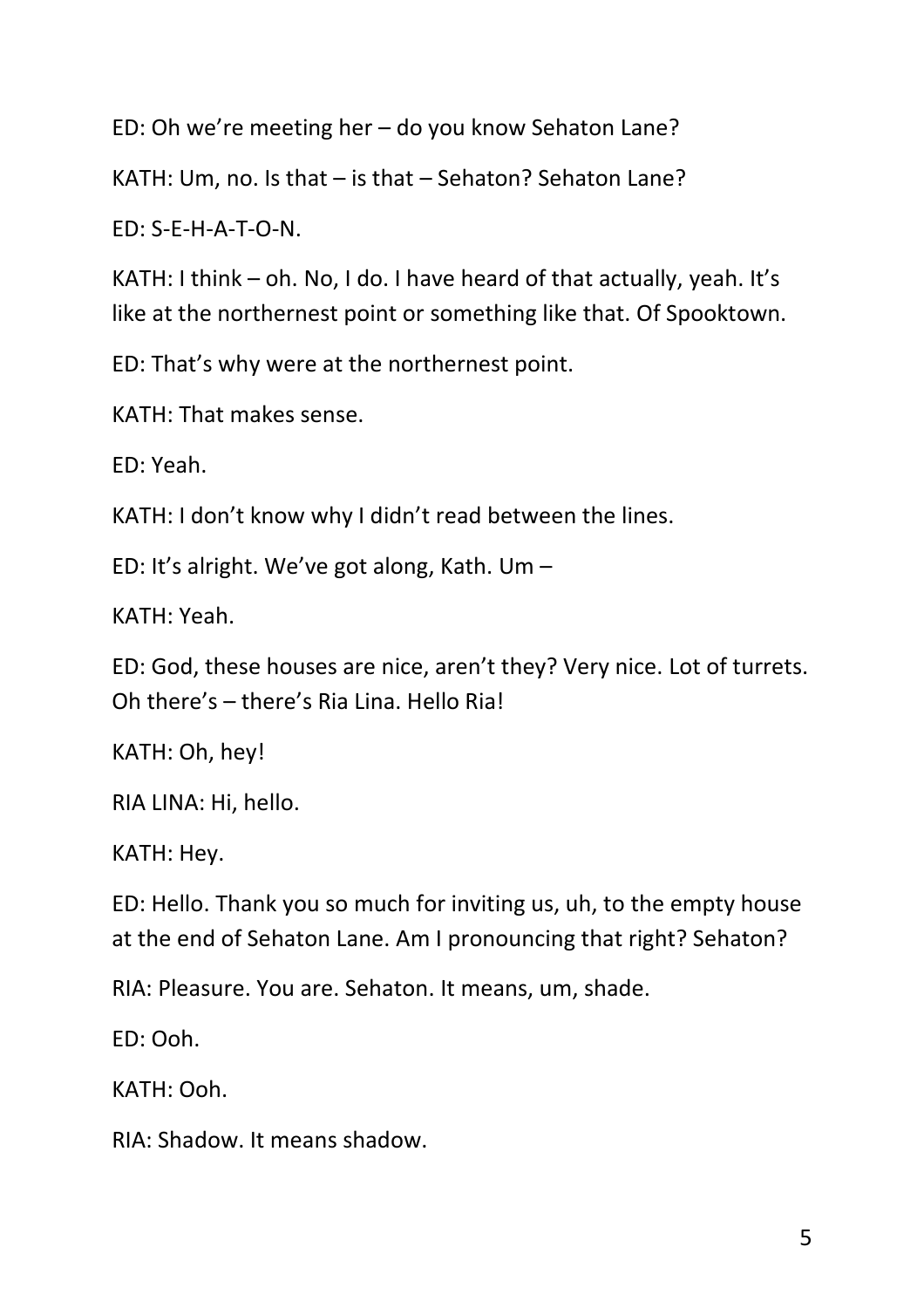ED: Oh we're meeting her – do you know Sehaton Lane?

KATH: Um, no. Is that – is that – Sehaton? Sehaton Lane?

ED: S-E-H-A-T-O-N.

KATH: I think – oh. No, I do. I have heard of that actually, yeah. It's like at the northernest point or something like that. Of Spooktown.

ED: That's why were at the northernest point.

KATH: That makes sense.

ED: Yeah.

KATH: I don't know why I didn't read between the lines.

ED: It's alright. We've got along, Kath. Um –

KATH: Yeah.

ED: God, these houses are nice, aren't they? Very nice. Lot of turrets. Oh there's – there's Ria Lina. Hello Ria!

KATH: Oh, hey!

RIA LINA: Hi, hello.

KATH: Hey.

ED: Hello. Thank you so much for inviting us, uh, to the empty house at the end of Sehaton Lane. Am I pronouncing that right? Sehaton?

RIA: Pleasure. You are. Sehaton. It means, um, shade.

ED: Ooh.

KATH: Ooh.

RIA: Shadow. It means shadow.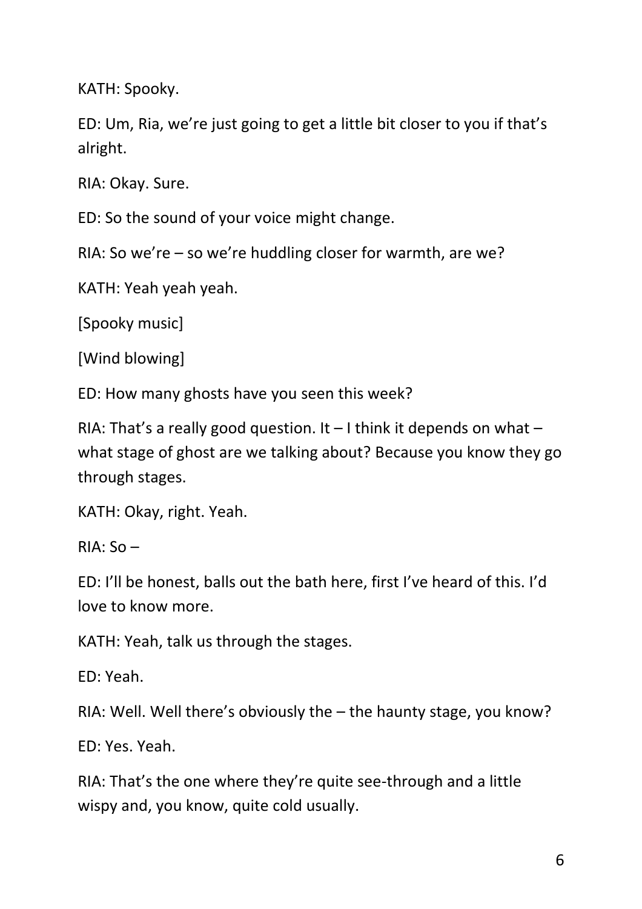KATH: Spooky.

ED: Um, Ria, we're just going to get a little bit closer to you if that's alright.

RIA: Okay. Sure.

ED: So the sound of your voice might change.

RIA: So we're – so we're huddling closer for warmth, are we?

KATH: Yeah yeah yeah.

[Spooky music]

[Wind blowing]

ED: How many ghosts have you seen this week?

RIA: That's a really good question. It – I think it depends on what – what stage of ghost are we talking about? Because you know they go through stages.

KATH: Okay, right. Yeah.

RIA: So –

ED: I'll be honest, balls out the bath here, first I've heard of this. I'd love to know more.

KATH: Yeah, talk us through the stages.

ED: Yeah.

RIA: Well. Well there's obviously the – the haunty stage, you know?

ED: Yes. Yeah.

RIA: That's the one where they're quite see-through and a little wispy and, you know, quite cold usually.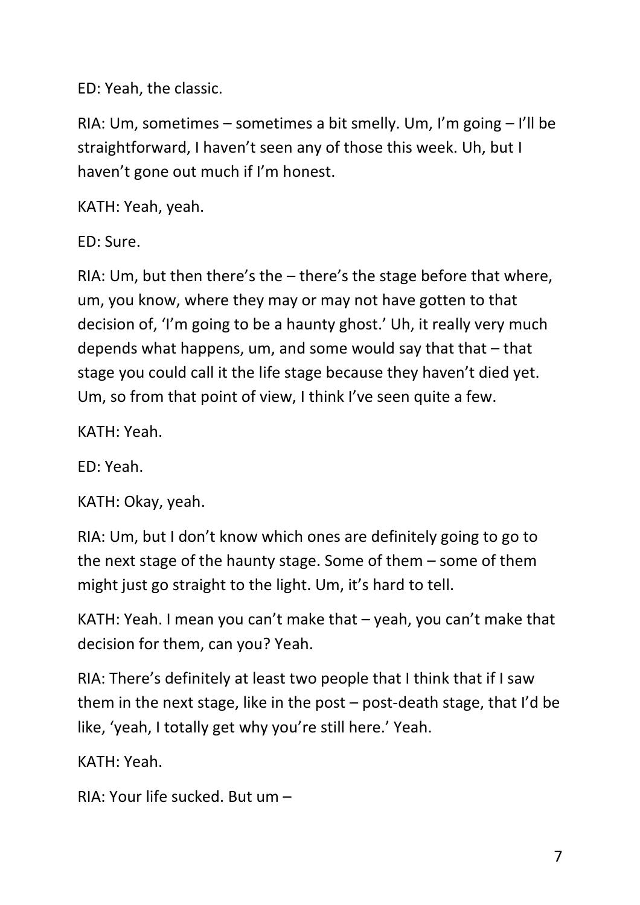ED: Yeah, the classic.

RIA: Um, sometimes – sometimes a bit smelly. Um, I'm going – I'll be straightforward, I haven't seen any of those this week. Uh, but I haven't gone out much if I'm honest.

KATH: Yeah, yeah.

ED: Sure.

RIA: Um, but then there's the – there's the stage before that where, um, you know, where they may or may not have gotten to that decision of, 'I'm going to be a haunty ghost.' Uh, it really very much depends what happens, um, and some would say that that – that stage you could call it the life stage because they haven't died yet. Um, so from that point of view, I think I've seen quite a few.

KATH: Yeah.

ED: Yeah.

KATH: Okay, yeah.

RIA: Um, but I don't know which ones are definitely going to go to the next stage of the haunty stage. Some of them – some of them might just go straight to the light. Um, it's hard to tell.

KATH: Yeah. I mean you can't make that – yeah, you can't make that decision for them, can you? Yeah.

RIA: There's definitely at least two people that I think that if I saw them in the next stage, like in the post – post-death stage, that I'd be like, 'yeah, I totally get why you're still here.' Yeah.

KATH: Yeah.

RIA: Your life sucked. But um –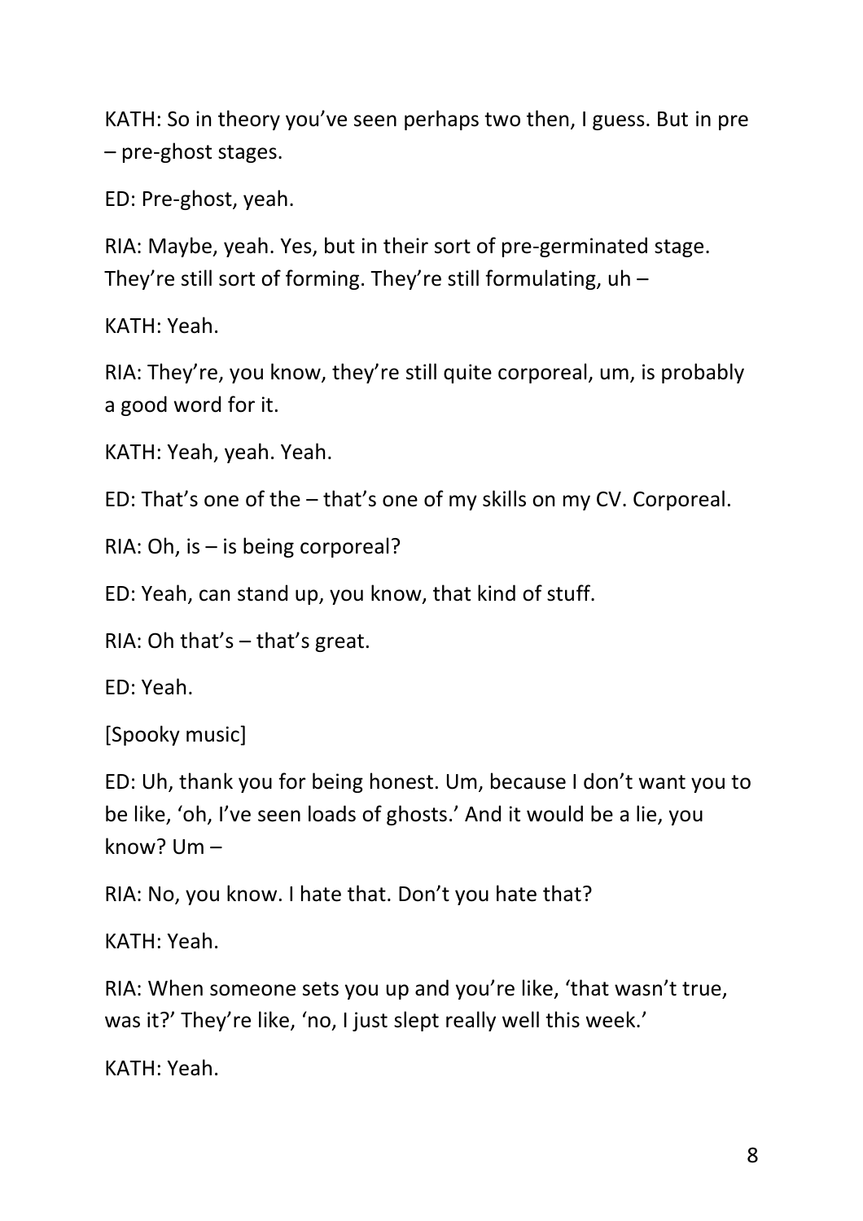KATH: So in theory you've seen perhaps two then, I guess. But in pre – pre-ghost stages.

ED: Pre-ghost, yeah.

RIA: Maybe, yeah. Yes, but in their sort of pre-germinated stage. They're still sort of forming. They're still formulating, uh –

KATH: Yeah.

RIA: They're, you know, they're still quite corporeal, um, is probably a good word for it.

KATH: Yeah, yeah. Yeah.

ED: That's one of the – that's one of my skills on my CV. Corporeal.

RIA: Oh, is – is being corporeal?

ED: Yeah, can stand up, you know, that kind of stuff.

RIA: Oh that's – that's great.

ED: Yeah.

[Spooky music]

ED: Uh, thank you for being honest. Um, because I don't want you to be like, 'oh, I've seen loads of ghosts.' And it would be a lie, you know? Um –

RIA: No, you know. I hate that. Don't you hate that?

KATH: Yeah.

RIA: When someone sets you up and you're like, 'that wasn't true, was it?' They're like, 'no, I just slept really well this week.'

KATH: Yeah.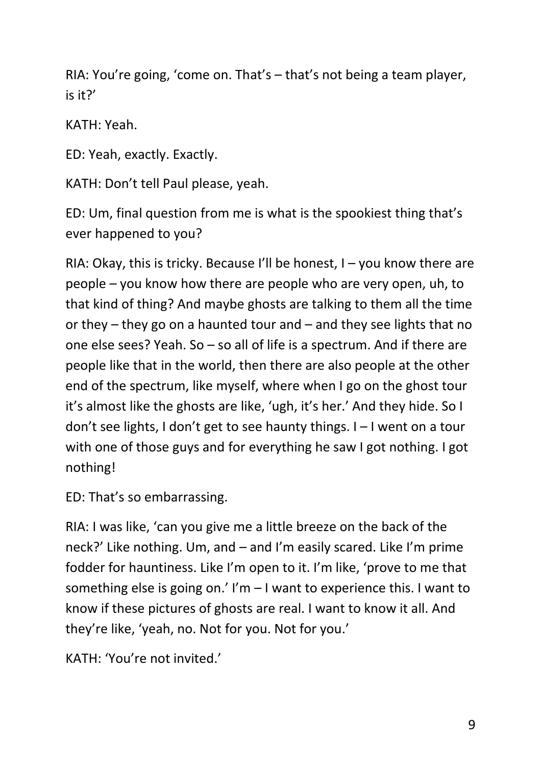RIA: You're going, 'come on. That's – that's not being a team player, is it?'

KATH: Yeah.

ED: Yeah, exactly. Exactly.

KATH: Don't tell Paul please, yeah.

ED: Um, final question from me is what is the spookiest thing that's ever happened to you?

RIA: Okay, this is tricky. Because I'll be honest, I – you know there are people – you know how there are people who are very open, uh, to that kind of thing? And maybe ghosts are talking to them all the time or they – they go on a haunted tour and – and they see lights that no one else sees? Yeah. So – so all of life is a spectrum. And if there are people like that in the world, then there are also people at the other end of the spectrum, like myself, where when I go on the ghost tour it's almost like the ghosts are like, 'ugh, it's her.' And they hide. So I don't see lights, I don't get to see haunty things. I – I went on a tour with one of those guys and for everything he saw I got nothing. I got nothing!

ED: That's so embarrassing.

RIA: I was like, 'can you give me a little breeze on the back of the neck?' Like nothing. Um, and – and I'm easily scared. Like I'm prime fodder for hauntiness. Like I'm open to it. I'm like, 'prove to me that something else is going on.' I'm – I want to experience this. I want to know if these pictures of ghosts are real. I want to know it all. And they're like, 'yeah, no. Not for you. Not for you.'

KATH: 'You're not invited.'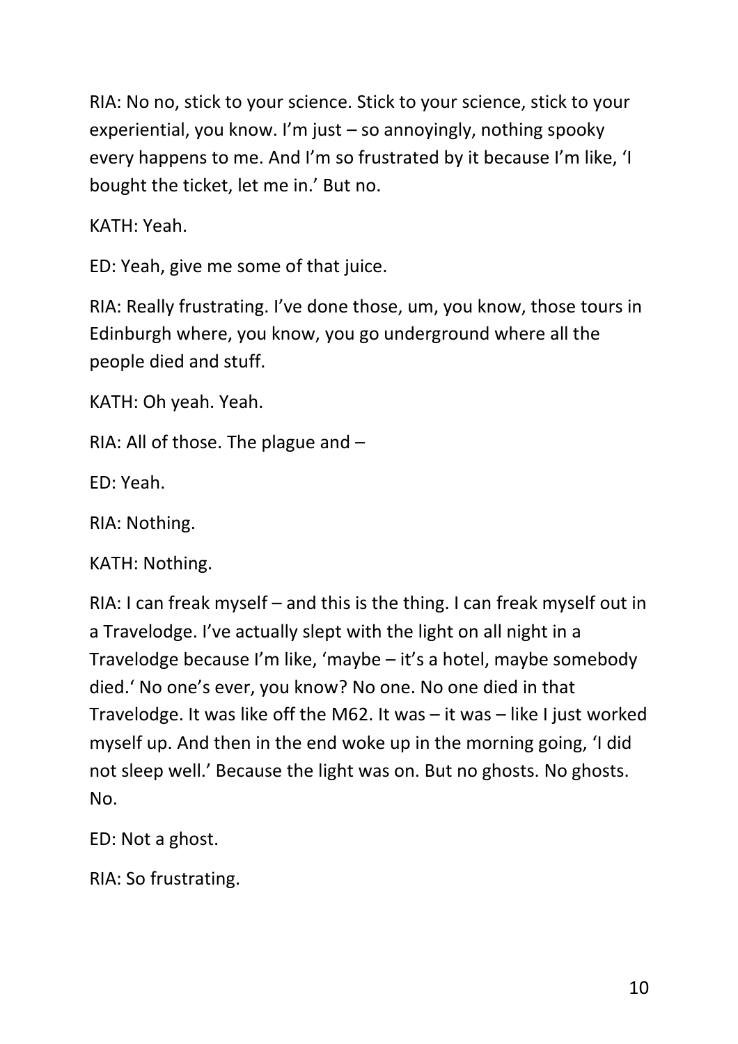RIA: No no, stick to your science. Stick to your science, stick to your experiential, you know. I'm just – so annoyingly, nothing spooky every happens to me. And I'm so frustrated by it because I'm like, 'I bought the ticket, let me in.' But no.

KATH: Yeah.

ED: Yeah, give me some of that juice.

RIA: Really frustrating. I've done those, um, you know, those tours in Edinburgh where, you know, you go underground where all the people died and stuff.

KATH: Oh yeah. Yeah.

RIA: All of those. The plague and –

ED: Yeah.

RIA: Nothing.

KATH: Nothing.

RIA: I can freak myself – and this is the thing. I can freak myself out in a Travelodge. I've actually slept with the light on all night in a Travelodge because I'm like, 'maybe – it's a hotel, maybe somebody died.' No one's ever, you know? No one. No one died in that Travelodge. It was like off the M62. It was – it was – like I just worked myself up. And then in the end woke up in the morning going, 'I did not sleep well.' Because the light was on. But no ghosts. No ghosts. No.

ED: Not a ghost.

RIA: So frustrating.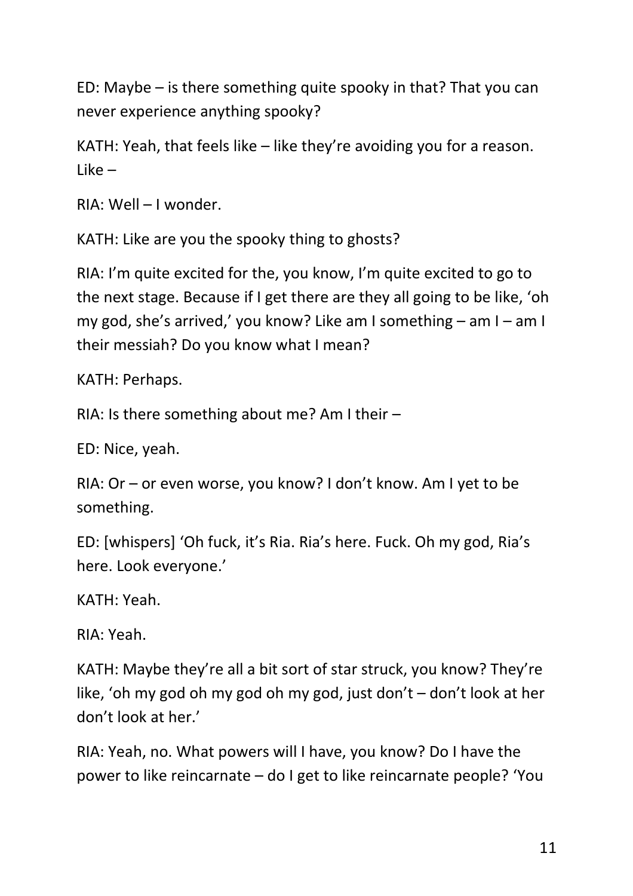ED: Maybe – is there something quite spooky in that? That you can never experience anything spooky?

KATH: Yeah, that feels like – like they're avoiding you for a reason. Like –

RIA: Well – I wonder.

KATH: Like are you the spooky thing to ghosts?

RIA: I'm quite excited for the, you know, I'm quite excited to go to the next stage. Because if I get there are they all going to be like, 'oh my god, she's arrived,' you know? Like am I something – am I – am I their messiah? Do you know what I mean?

KATH: Perhaps.

RIA: Is there something about me? Am I their –

ED: Nice, yeah.

RIA: Or – or even worse, you know? I don't know. Am I yet to be something.

ED: [whispers] 'Oh fuck, it's Ria. Ria's here. Fuck. Oh my god, Ria's here. Look everyone.'

KATH: Yeah.

RIA: Yeah.

KATH: Maybe they're all a bit sort of star struck, you know? They're like, 'oh my god oh my god oh my god, just don't – don't look at her don't look at her.'

RIA: Yeah, no. What powers will I have, you know? Do I have the power to like reincarnate – do I get to like reincarnate people? 'You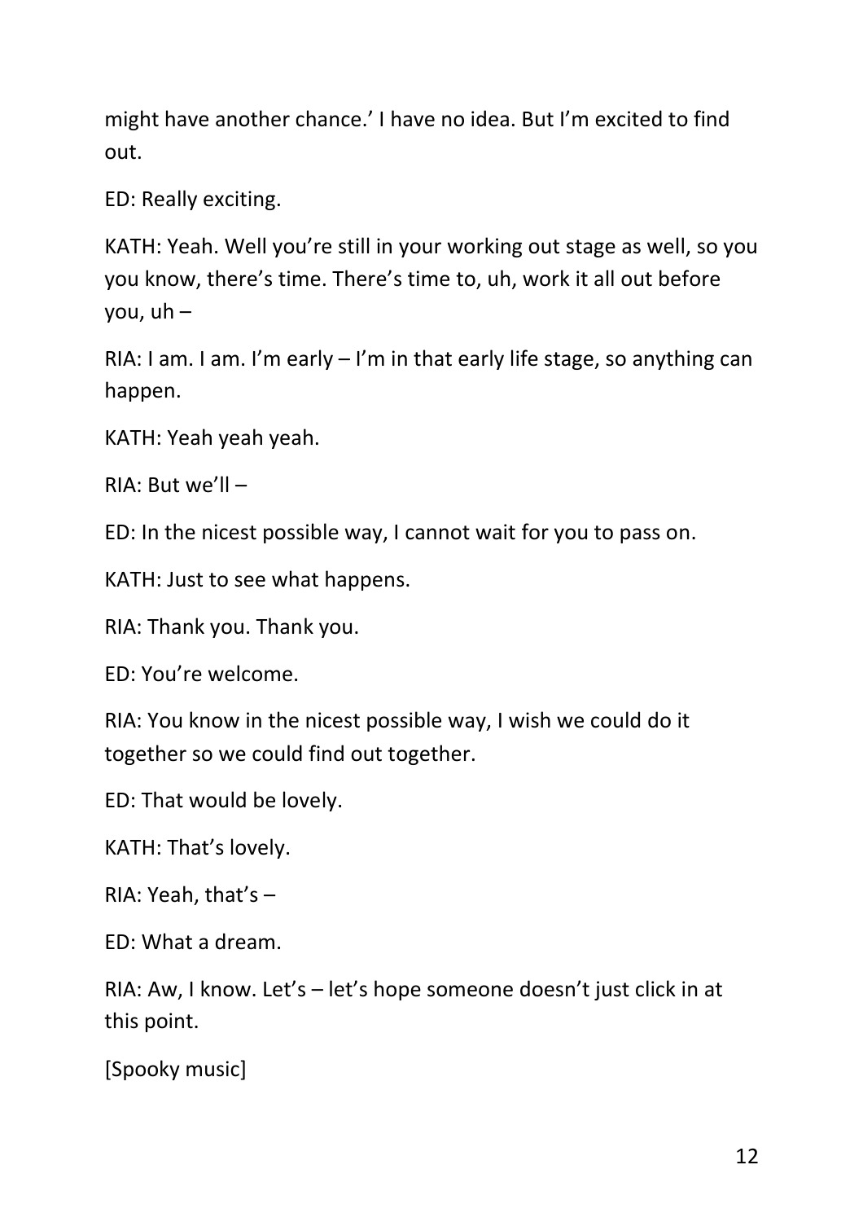might have another chance.' I have no idea. But I'm excited to find out.

ED: Really exciting.

KATH: Yeah. Well you're still in your working out stage as well, so you you know, there's time. There's time to, uh, work it all out before you, uh –

RIA: I am. I am. I'm early – I'm in that early life stage, so anything can happen.

KATH: Yeah yeah yeah.

RIA: But we'll –

ED: In the nicest possible way, I cannot wait for you to pass on.

KATH: Just to see what happens.

RIA: Thank you. Thank you.

ED: You're welcome.

RIA: You know in the nicest possible way, I wish we could do it together so we could find out together.

ED: That would be lovely.

KATH: That's lovely.

RIA: Yeah, that's –

ED: What a dream.

RIA: Aw, I know. Let's – let's hope someone doesn't just click in at this point.

[Spooky music]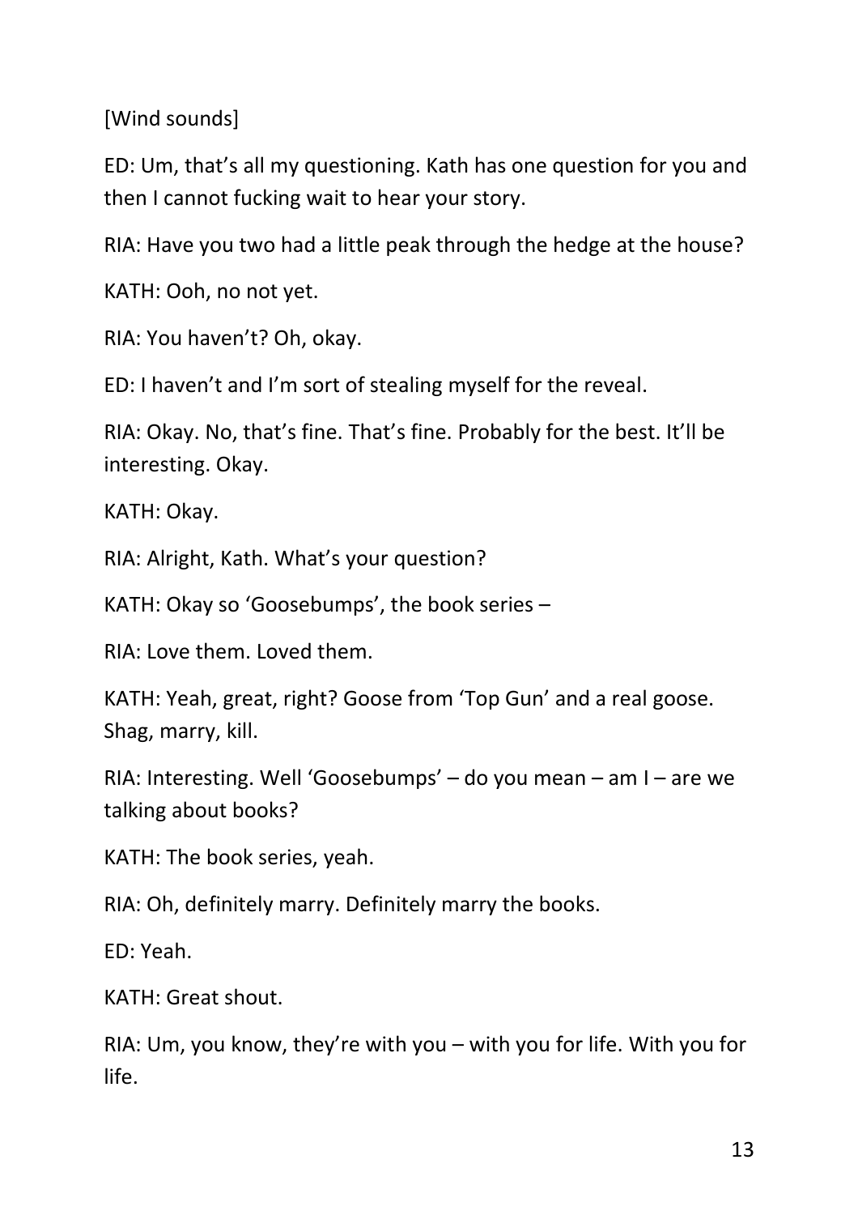[Wind sounds]

ED: Um, that's all my questioning. Kath has one question for you and then I cannot fucking wait to hear your story.

RIA: Have you two had a little peak through the hedge at the house?

KATH: Ooh, no not yet.

RIA: You haven't? Oh, okay.

ED: I haven't and I'm sort of stealing myself for the reveal.

RIA: Okay. No, that's fine. That's fine. Probably for the best. It'll be interesting. Okay.

KATH: Okay.

RIA: Alright, Kath. What's your question?

KATH: Okay so 'Goosebumps', the book series –

RIA: Love them. Loved them.

KATH: Yeah, great, right? Goose from 'Top Gun' and a real goose. Shag, marry, kill.

RIA: Interesting. Well 'Goosebumps' – do you mean – am I – are we talking about books?

KATH: The book series, yeah.

RIA: Oh, definitely marry. Definitely marry the books.

ED: Yeah.

KATH: Great shout.

RIA: Um, you know, they're with you – with you for life. With you for life.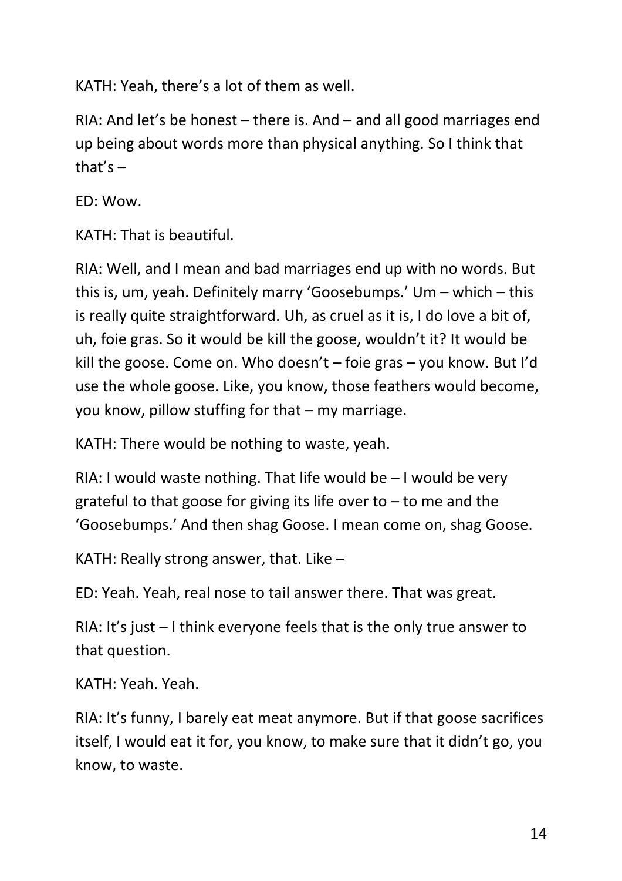KATH: Yeah, there's a lot of them as well.

RIA: And let's be honest – there is. And – and all good marriages end up being about words more than physical anything. So I think that that's –

ED: Wow.

KATH: That is beautiful.

RIA: Well, and I mean and bad marriages end up with no words. But this is, um, yeah. Definitely marry 'Goosebumps.' Um – which – this is really quite straightforward. Uh, as cruel as it is, I do love a bit of, uh, foie gras. So it would be kill the goose, wouldn't it? It would be kill the goose. Come on. Who doesn't – foie gras – you know. But I'd use the whole goose. Like, you know, those feathers would become, you know, pillow stuffing for that – my marriage.

KATH: There would be nothing to waste, yeah.

RIA: I would waste nothing. That life would be – I would be very grateful to that goose for giving its life over to – to me and the 'Goosebumps.' And then shag Goose. I mean come on, shag Goose.

KATH: Really strong answer, that. Like –

ED: Yeah. Yeah, real nose to tail answer there. That was great.

RIA: It's just – I think everyone feels that is the only true answer to that question.

KATH: Yeah. Yeah.

RIA: It's funny, I barely eat meat anymore. But if that goose sacrifices itself, I would eat it for, you know, to make sure that it didn't go, you know, to waste.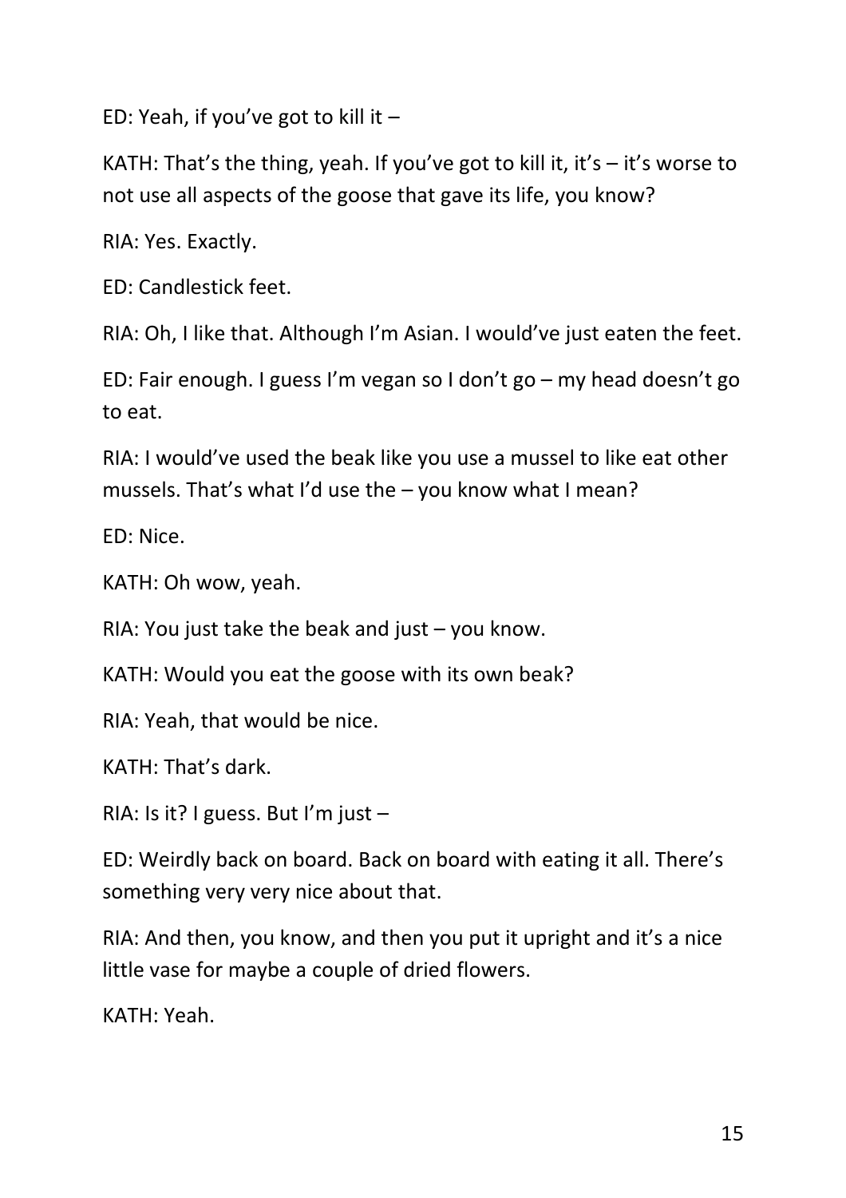ED: Yeah, if you’ve got to kill it –

KATH: That’s the thing, yeah. If you’ve got to kill it, it’s – it’s worse to not use all aspects of the goose that gave its life, you know?

RIA: Yes. Exactly.

ED: Candlestick feet.

RIA: Oh, I like that. Although I’m Asian. I would’ve just eaten the feet.

ED: Fair enough. I guess I’m vegan so I don’t go – my head doesn’t go to eat.

RIA: I would’ve used the beak like you use a mussel to like eat other mussels. That’s what I’d use the – you know what I mean?

ED: Nice.

KATH: Oh wow, yeah.

RIA: You just take the beak and just – you know.

KATH: Would you eat the goose with its own beak?

RIA: Yeah, that would be nice.

KATH: That’s dark.

RIA: Is it? I guess. But I’m just –

ED: Weirdly back on board. Back on board with eating it all. There’s something very very nice about that.

RIA: And then, you know, and then you put it upright and it’s a nice little vase for maybe a couple of dried flowers.

KATH: Yeah.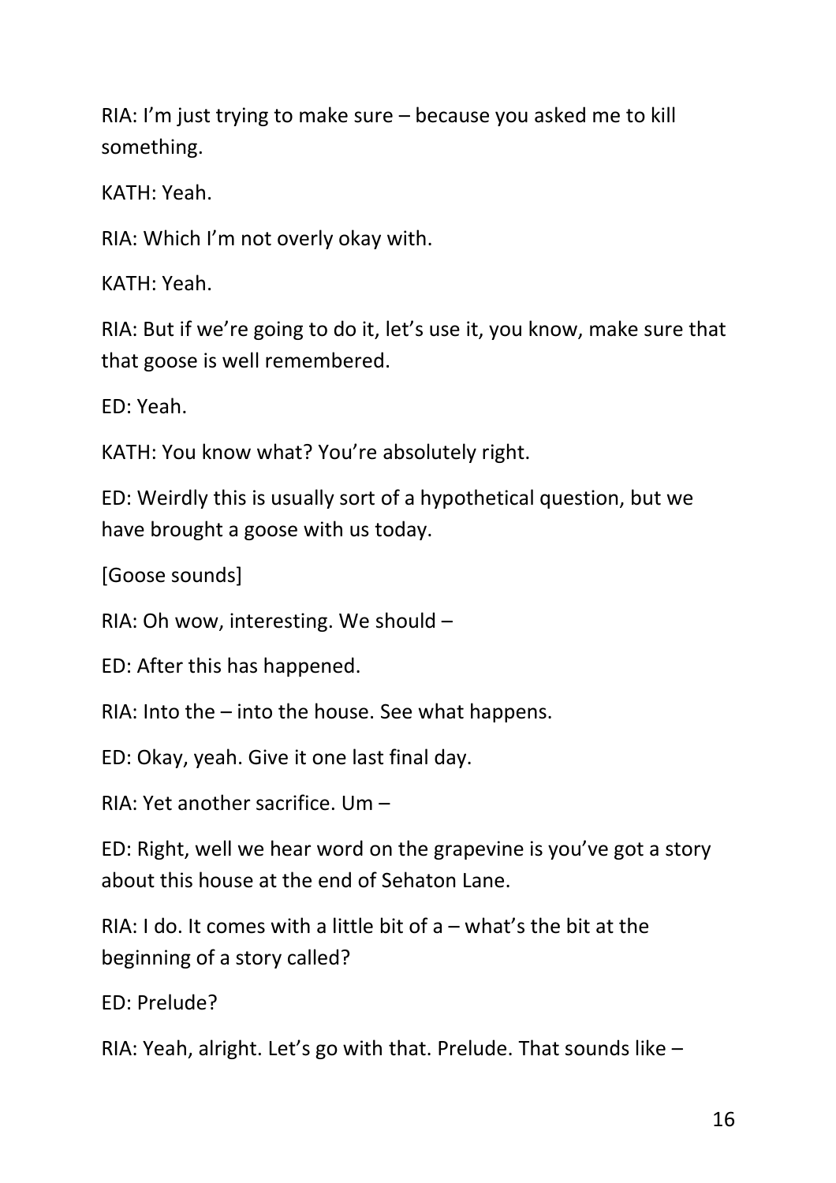RIA: I'm just trying to make sure – because you asked me to kill something.

KATH: Yeah.

RIA: Which I'm not overly okay with.

KATH: Yeah.

RIA: But if we're going to do it, let's use it, you know, make sure that that goose is well remembered.

ED: Yeah.

KATH: You know what? You're absolutely right.

ED: Weirdly this is usually sort of a hypothetical question, but we have brought a goose with us today.

[Goose sounds]

RIA: Oh wow, interesting. We should –

ED: After this has happened.

RIA: Into the – into the house. See what happens.

ED: Okay, yeah. Give it one last final day.

RIA: Yet another sacrifice. Um –

ED: Right, well we hear word on the grapevine is you've got a story about this house at the end of Sehaton Lane.

RIA: I do. It comes with a little bit of a – what's the bit at the beginning of a story called?

ED: Prelude?

RIA: Yeah, alright. Let's go with that. Prelude. That sounds like –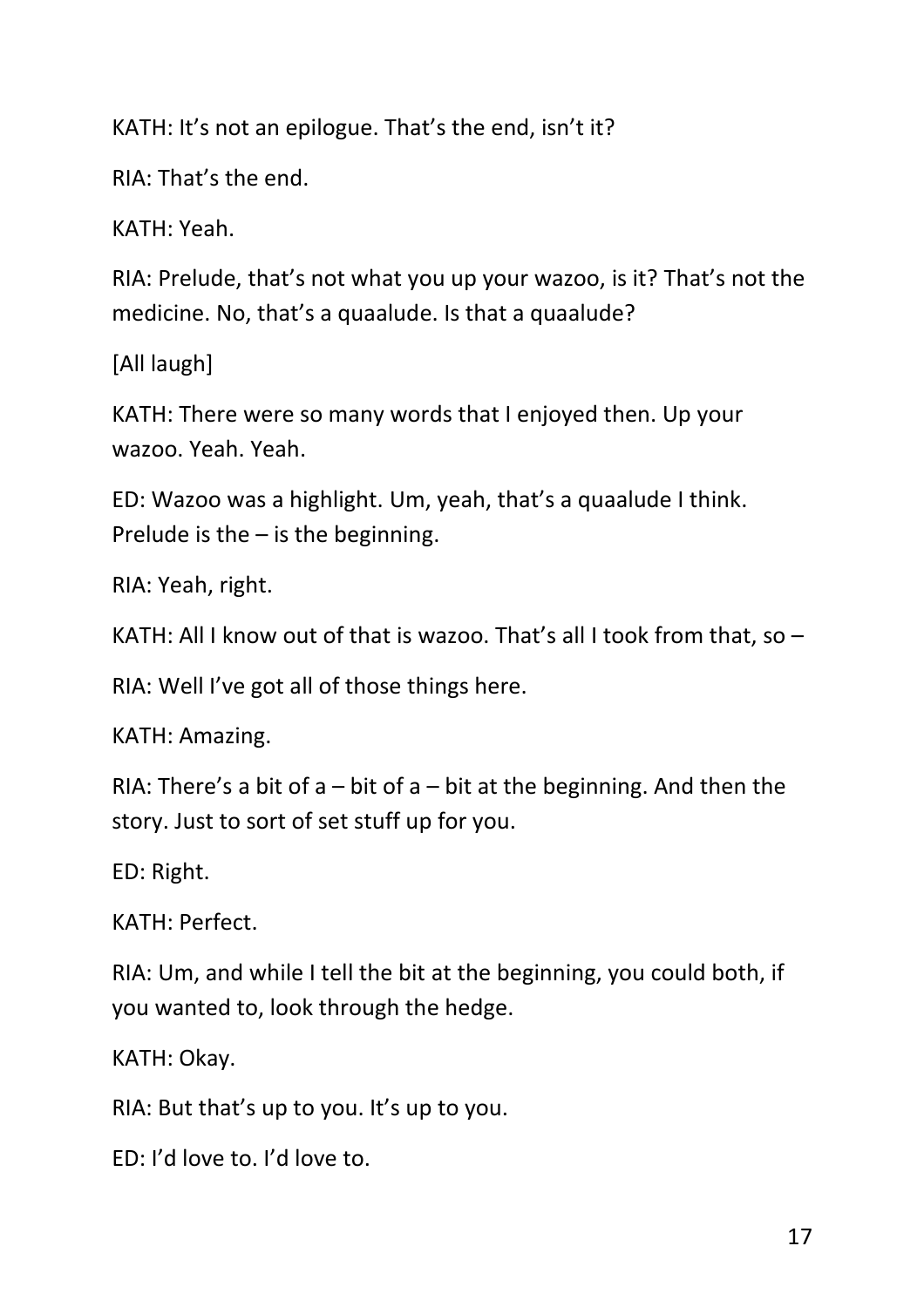KATH: It's not an epilogue. That's the end, isn't it?

RIA: That's the end.

KATH: Yeah.

RIA: Prelude, that's not what you up your wazoo, is it? That's not the medicine. No, that's a quaalude. Is that a quaalude?

[All laugh]

KATH: There were so many words that I enjoyed then. Up your wazoo. Yeah. Yeah.

ED: Wazoo was a highlight. Um, yeah, that's a quaalude I think. Prelude is the – is the beginning.

RIA: Yeah, right.

KATH: All I know out of that is wazoo. That's all I took from that, so –

RIA: Well I've got all of those things here.

KATH: Amazing.

RIA: There's a bit of a – bit of a – bit at the beginning. And then the story. Just to sort of set stuff up for you.

ED: Right.

KATH: Perfect.

RIA: Um, and while I tell the bit at the beginning, you could both, if you wanted to, look through the hedge.

KATH: Okay.

RIA: But that's up to you. It's up to you.

ED: I'd love to. I'd love to.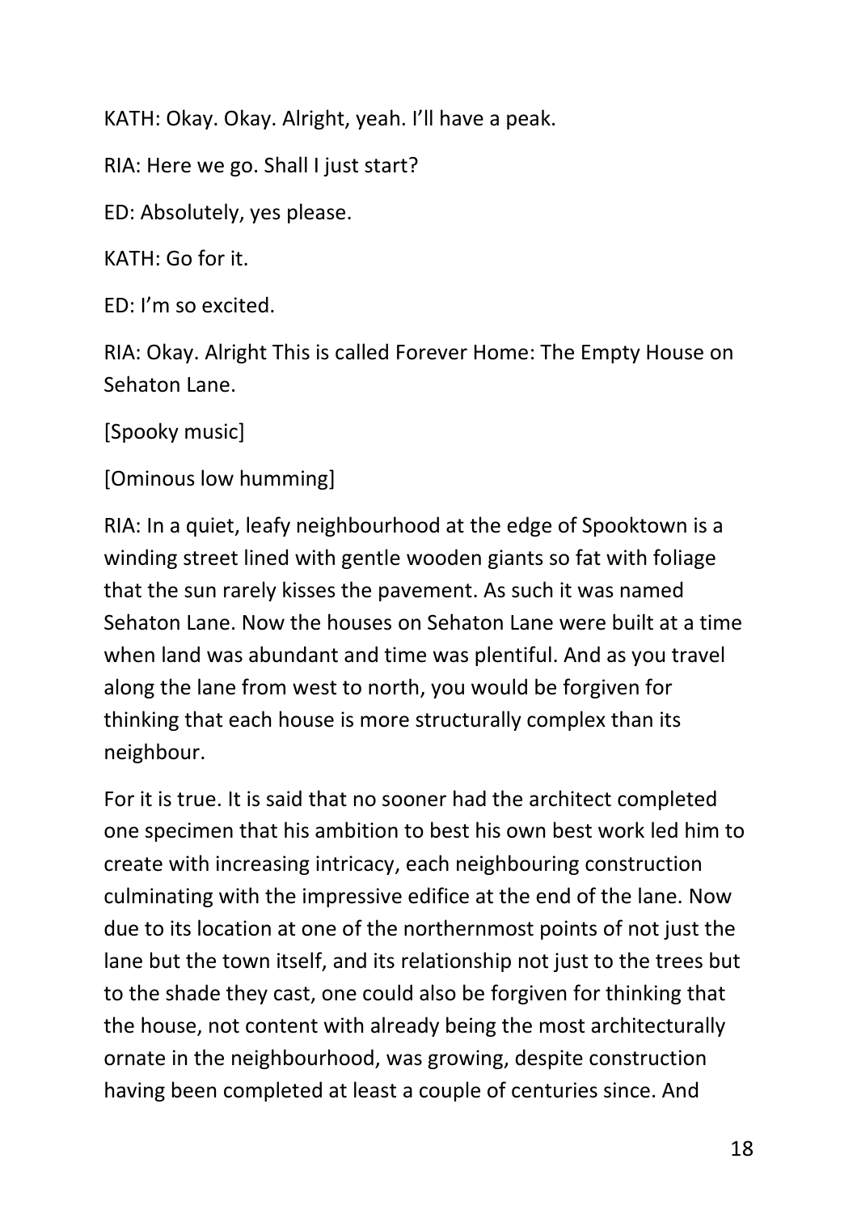KATH: Okay. Okay. Alright, yeah. I'll have a peak.

RIA: Here we go. Shall I just start?

ED: Absolutely, yes please.

KATH: Go for it.

ED: I'm so excited.

RIA: Okay. Alright This is called Forever Home: The Empty House on Sehaton Lane.

[Spooky music]

[Ominous low humming]

RIA: In a quiet, leafy neighbourhood at the edge of Spooktown is a winding street lined with gentle wooden giants so fat with foliage that the sun rarely kisses the pavement. As such it was named Sehaton Lane. Now the houses on Sehaton Lane were built at a time when land was abundant and time was plentiful. And as you travel along the lane from west to north, you would be forgiven for thinking that each house is more structurally complex than its neighbour.

For it is true. It is said that no sooner had the architect completed one specimen that his ambition to best his own best work led him to create with increasing intricacy, each neighbouring construction culminating with the impressive edifice at the end of the lane. Now due to its location at one of the northernmost points of not just the lane but the town itself, and its relationship not just to the trees but to the shade they cast, one could also be forgiven for thinking that the house, not content with already being the most architecturally ornate in the neighbourhood, was growing, despite construction having been completed at least a couple of centuries since. And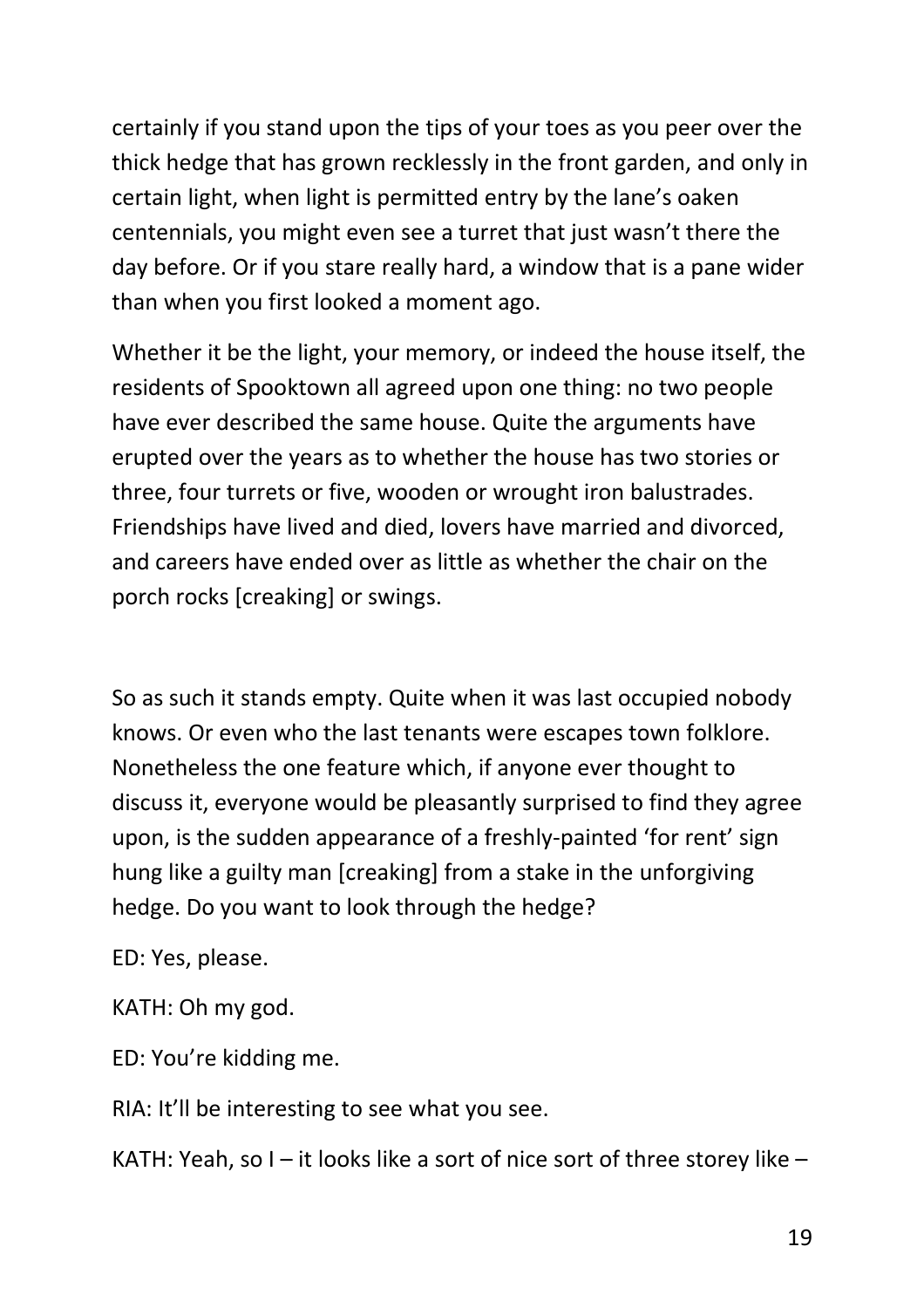certainly if you stand upon the tips of your toes as you peer over the thick hedge that has grown recklessly in the front garden, and only in certain light, when light is permitted entry by the lane's oaken centennials, you might even see a turret that just wasn't there the day before. Or if you stare really hard, a window that is a pane wider than when you first looked a moment ago.

Whether it be the light, your memory, or indeed the house itself, the residents of Spooktown all agreed upon one thing: no two people have ever described the same house. Quite the arguments have erupted over the years as to whether the house has two stories or three, four turrets or five, wooden or wrought iron balustrades. Friendships have lived and died, lovers have married and divorced, and careers have ended over as little as whether the chair on the porch rocks [creaking] or swings.

So as such it stands empty. Quite when it was last occupied nobody knows. Or even who the last tenants were escapes town folklore. Nonetheless the one feature which, if anyone ever thought to discuss it, everyone would be pleasantly surprised to find they agree upon, is the sudden appearance of a freshly-painted 'for rent' sign hung like a guilty man [creaking] from a stake in the unforgiving hedge. Do you want to look through the hedge?

ED: Yes, please.

KATH: Oh my god.

ED: You're kidding me.

RIA: It'll be interesting to see what you see.

KATH: Yeah, so I – it looks like a sort of nice sort of three storey like –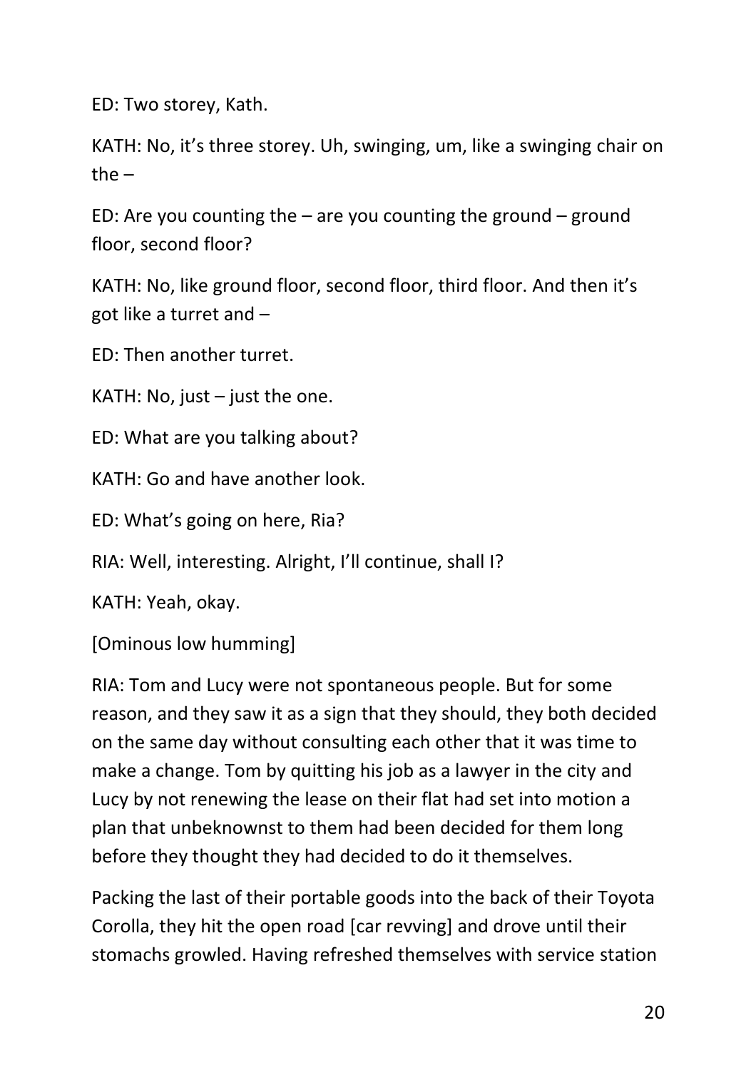ED: Two storey, Kath.

KATH: No, it's three storey. Uh, swinging, um, like a swinging chair on the –

ED: Are you counting the – are you counting the ground – ground floor, second floor?

KATH: No, like ground floor, second floor, third floor. And then it's got like a turret and –

ED: Then another turret.

KATH: No, just – just the one.

ED: What are you talking about?

KATH: Go and have another look.

ED: What's going on here, Ria?

RIA: Well, interesting. Alright, I'll continue, shall I?

KATH: Yeah, okay.

[Ominous low humming]

RIA: Tom and Lucy were not spontaneous people. But for some reason, and they saw it as a sign that they should, they both decided on the same day without consulting each other that it was time to make a change. Tom by quitting his job as a lawyer in the city and Lucy by not renewing the lease on their flat had set into motion a plan that unbeknownst to them had been decided for them long before they thought they had decided to do it themselves.

Packing the last of their portable goods into the back of their Toyota Corolla, they hit the open road [car revving] and drove until their stomachs growled. Having refreshed themselves with service station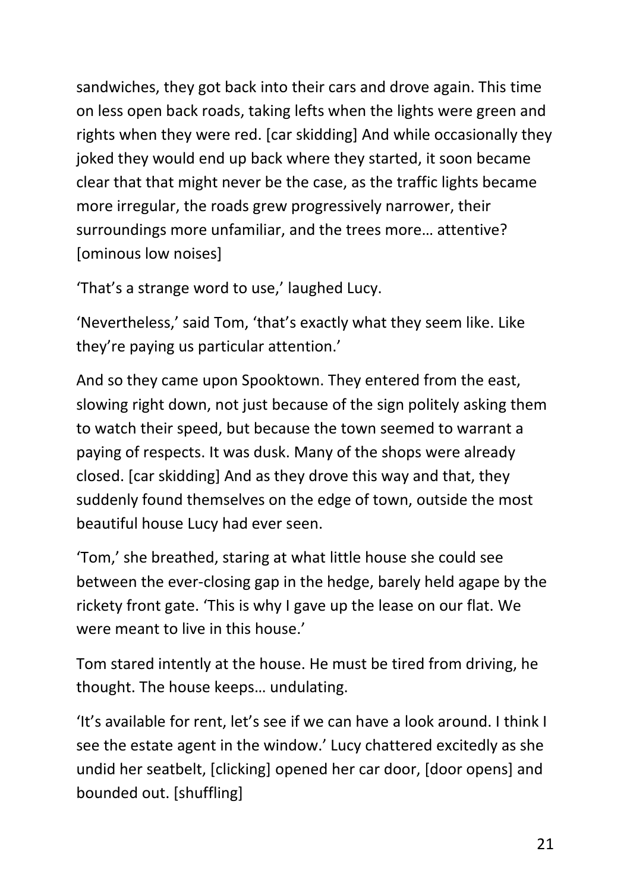sandwiches, they got back into their cars and drove again. This time on less open back roads, taking lefts when the lights were green and rights when they were red. [car skidding] And while occasionally they joked they would end up back where they started, it soon became clear that that might never be the case, as the traffic lights became more irregular, the roads grew progressively narrower, their surroundings more unfamiliar, and the trees more… attentive? [ominous low noises]

'That's a strange word to use,' laughed Lucy.

'Nevertheless,' said Tom, 'that's exactly what they seem like. Like they're paying us particular attention.'

And so they came upon Spooktown. They entered from the east, slowing right down, not just because of the sign politely asking them to watch their speed, but because the town seemed to warrant a paying of respects. It was dusk. Many of the shops were already closed. [car skidding] And as they drove this way and that, they suddenly found themselves on the edge of town, outside the most beautiful house Lucy had ever seen.

'Tom,' she breathed, staring at what little house she could see between the ever-closing gap in the hedge, barely held agape by the rickety front gate. 'This is why I gave up the lease on our flat. We were meant to live in this house.'

Tom stared intently at the house. He must be tired from driving, he thought. The house keeps… undulating.

'It's available for rent, let's see if we can have a look around. I think I see the estate agent in the window.' Lucy chattered excitedly as she undid her seatbelt, [clicking] opened her car door, [door opens] and bounded out. [shuffling]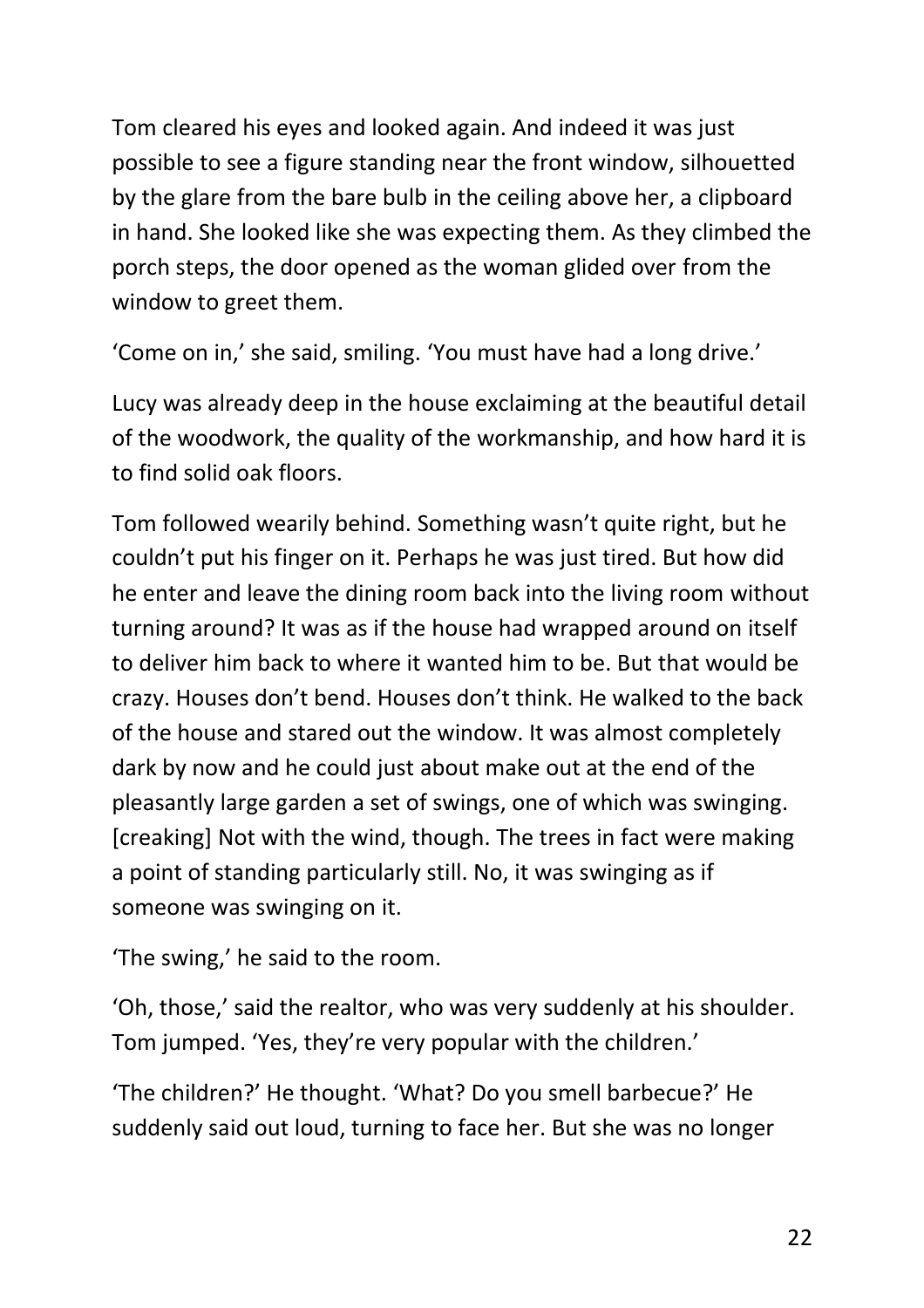Tom cleared his eyes and looked again. And indeed it was just possible to see a figure standing near the front window, silhouetted by the glare from the bare bulb in the ceiling above her, a clipboard in hand. She looked like she was expecting them. As they climbed the porch steps, the door opened as the woman glided over from the window to greet them.

'Come on in,' she said, smiling. 'You must have had a long drive.'

Lucy was already deep in the house exclaiming at the beautiful detail of the woodwork, the quality of the workmanship, and how hard it is to find solid oak floors.

Tom followed wearily behind. Something wasn't quite right, but he couldn't put his finger on it. Perhaps he was just tired. But how did he enter and leave the dining room back into the living room without turning around? It was as if the house had wrapped around on itself to deliver him back to where it wanted him to be. But that would be crazy. Houses don't bend. Houses don't think. He walked to the back of the house and stared out the window. It was almost completely dark by now and he could just about make out at the end of the pleasantly large garden a set of swings, one of which was swinging. [creaking] Not with the wind, though. The trees in fact were making a point of standing particularly still. No, it was swinging as if someone was swinging on it.

'The swing,' he said to the room.

'Oh, those,' said the realtor, who was very suddenly at his shoulder. Tom jumped. 'Yes, they're very popular with the children.'

'The children?' He thought. 'What? Do you smell barbecue?' He suddenly said out loud, turning to face her. But she was no longer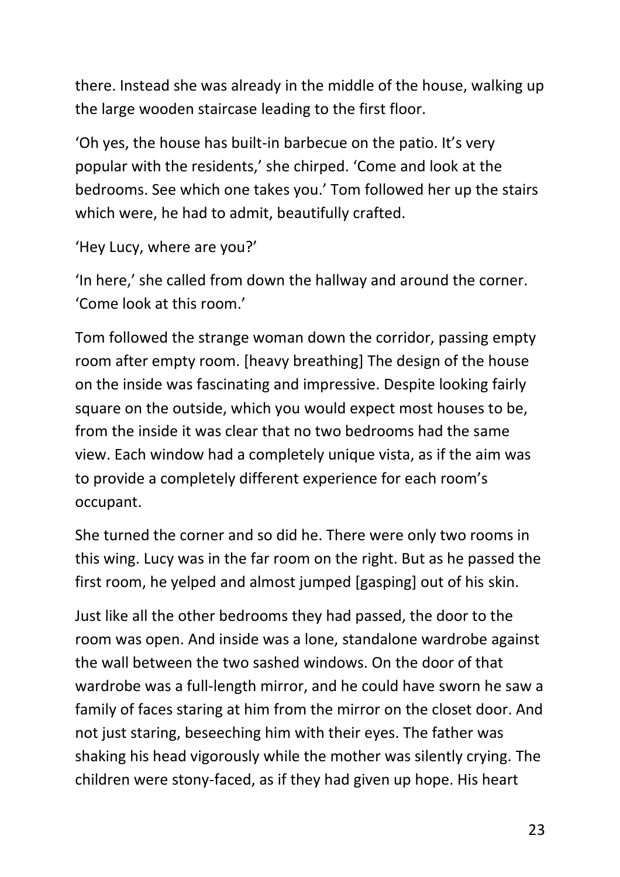there. Instead she was already in the middle of the house, walking up the large wooden staircase leading to the first floor.

'Oh yes, the house has built-in barbecue on the patio. It's very popular with the residents,' she chirped. 'Come and look at the bedrooms. See which one takes you.' Tom followed her up the stairs which were, he had to admit, beautifully crafted.

'Hey Lucy, where are you?'

'In here,' she called from down the hallway and around the corner. 'Come look at this room.'

Tom followed the strange woman down the corridor, passing empty room after empty room. [heavy breathing] The design of the house on the inside was fascinating and impressive. Despite looking fairly square on the outside, which you would expect most houses to be, from the inside it was clear that no two bedrooms had the same view. Each window had a completely unique vista, as if the aim was to provide a completely different experience for each room's occupant.

She turned the corner and so did he. There were only two rooms in this wing. Lucy was in the far room on the right. But as he passed the first room, he yelped and almost jumped [gasping] out of his skin.

Just like all the other bedrooms they had passed, the door to the room was open. And inside was a lone, standalone wardrobe against the wall between the two sashed windows. On the door of that wardrobe was a full-length mirror, and he could have sworn he saw a family of faces staring at him from the mirror on the closet door. And not just staring, beseeching him with their eyes. The father was shaking his head vigorously while the mother was silently crying. The children were stony-faced, as if they had given up hope. His heart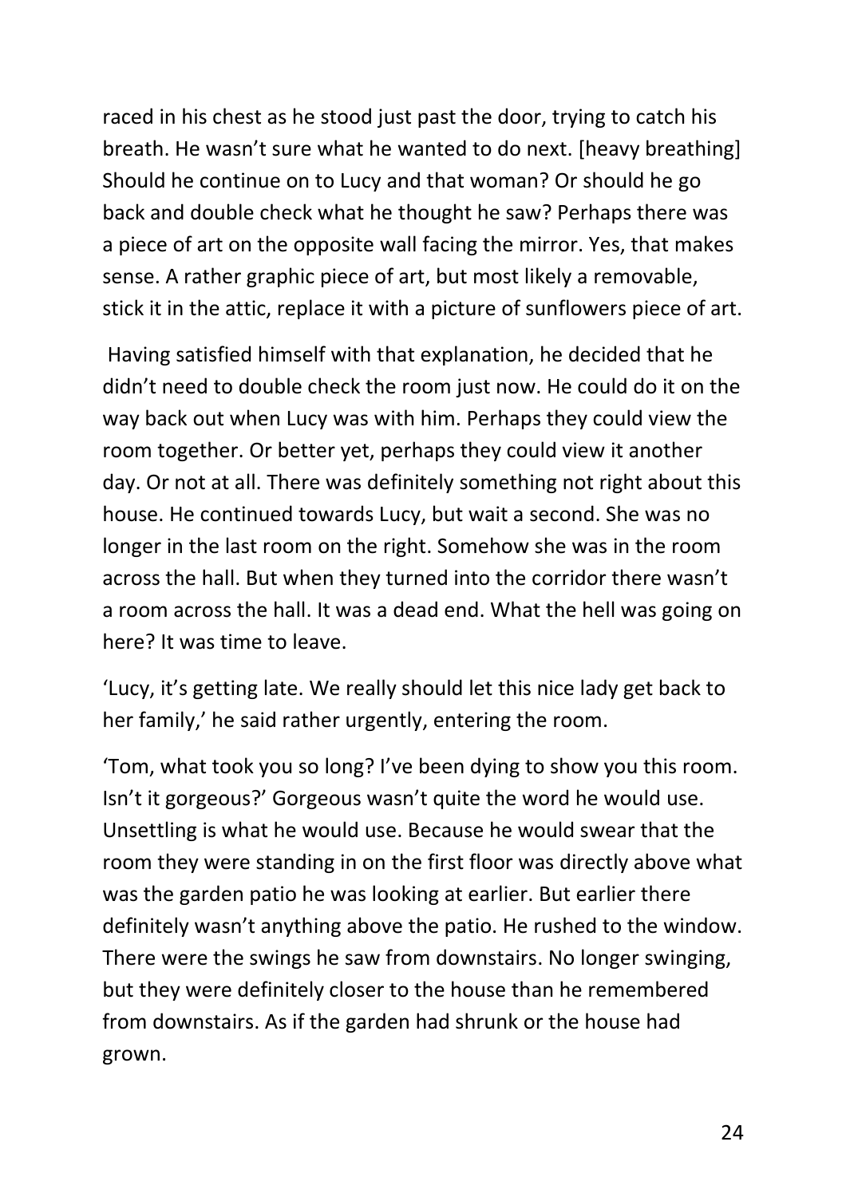raced in his chest as he stood just past the door, trying to catch his breath. He wasn't sure what he wanted to do next. [heavy breathing] Should he continue on to Lucy and that woman? Or should he go back and double check what he thought he saw? Perhaps there was a piece of art on the opposite wall facing the mirror. Yes, that makes sense. A rather graphic piece of art, but most likely a removable, stick it in the attic, replace it with a picture of sunflowers piece of art.

Having satisfied himself with that explanation, he decided that he didn't need to double check the room just now. He could do it on the way back out when Lucy was with him. Perhaps they could view the room together. Or better yet, perhaps they could view it another day. Or not at all. There was definitely something not right about this house. He continued towards Lucy, but wait a second. She was no longer in the last room on the right. Somehow she was in the room across the hall. But when they turned into the corridor there wasn't a room across the hall. It was a dead end. What the hell was going on here? It was time to leave.

'Lucy, it's getting late. We really should let this nice lady get back to her family,' he said rather urgently, entering the room.

'Tom, what took you so long? I've been dying to show you this room. Isn't it gorgeous?' Gorgeous wasn't quite the word he would use. Unsettling is what he would use. Because he would swear that the room they were standing in on the first floor was directly above what was the garden patio he was looking at earlier. But earlier there definitely wasn't anything above the patio. He rushed to the window. There were the swings he saw from downstairs. No longer swinging, but they were definitely closer to the house than he remembered from downstairs. As if the garden had shrunk or the house had grown.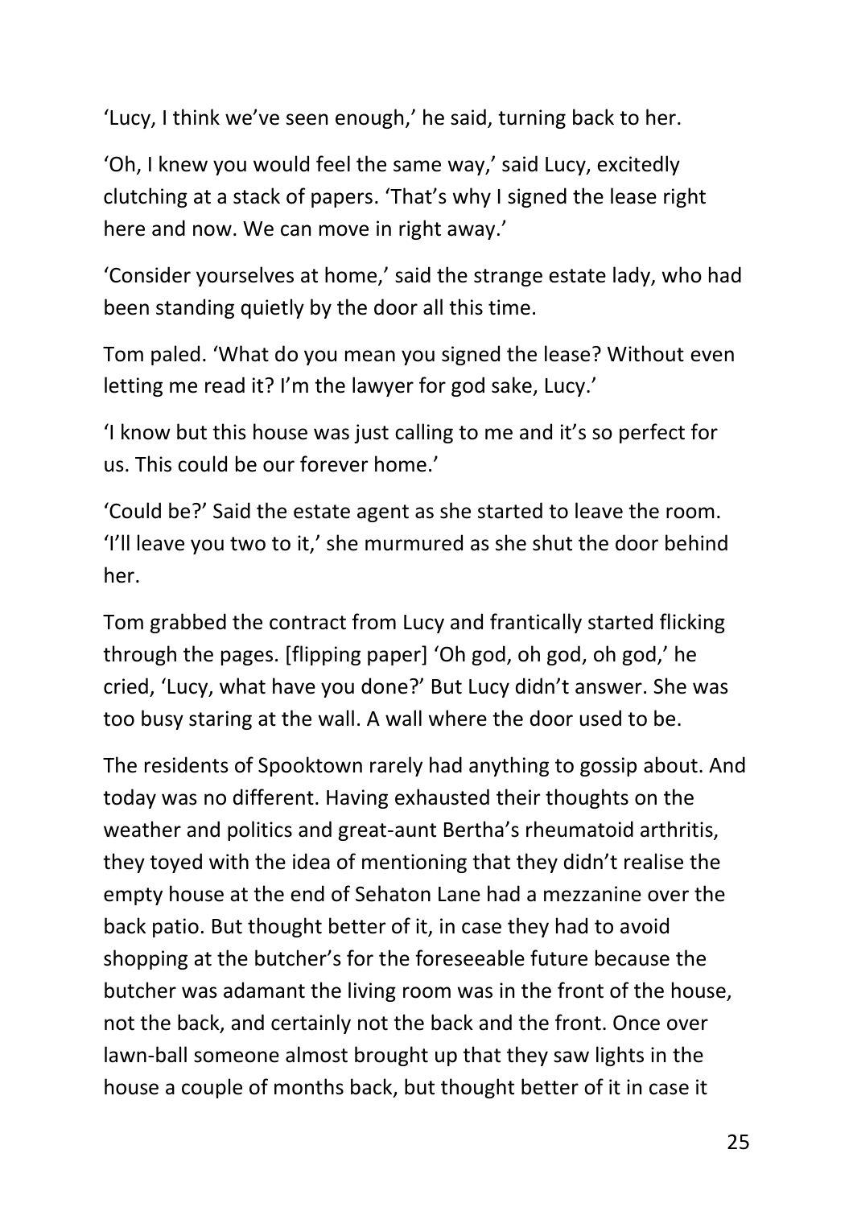'Lucy, I think we've seen enough,' he said, turning back to her.

'Oh, I knew you would feel the same way,' said Lucy, excitedly clutching at a stack of papers. 'That's why I signed the lease right here and now. We can move in right away.'

'Consider yourselves at home,' said the strange estate lady, who had been standing quietly by the door all this time.

Tom paled. 'What do you mean you signed the lease? Without even letting me read it? I'm the lawyer for god sake, Lucy.'

'I know but this house was just calling to me and it's so perfect for us. This could be our forever home.'

'Could be?' Said the estate agent as she started to leave the room. 'I'll leave you two to it,' she murmured as she shut the door behind her.

Tom grabbed the contract from Lucy and frantically started flicking through the pages. [flipping paper] 'Oh god, oh god, oh god,' he cried, 'Lucy, what have you done?' But Lucy didn't answer. She was too busy staring at the wall. A wall where the door used to be.

The residents of Spooktown rarely had anything to gossip about. And today was no different. Having exhausted their thoughts on the weather and politics and great-aunt Bertha's rheumatoid arthritis, they toyed with the idea of mentioning that they didn't realise the empty house at the end of Sehaton Lane had a mezzanine over the back patio. But thought better of it, in case they had to avoid shopping at the butcher's for the foreseeable future because the butcher was adamant the living room was in the front of the house, not the back, and certainly not the back and the front. Once over lawn-ball someone almost brought up that they saw lights in the house a couple of months back, but thought better of it in case it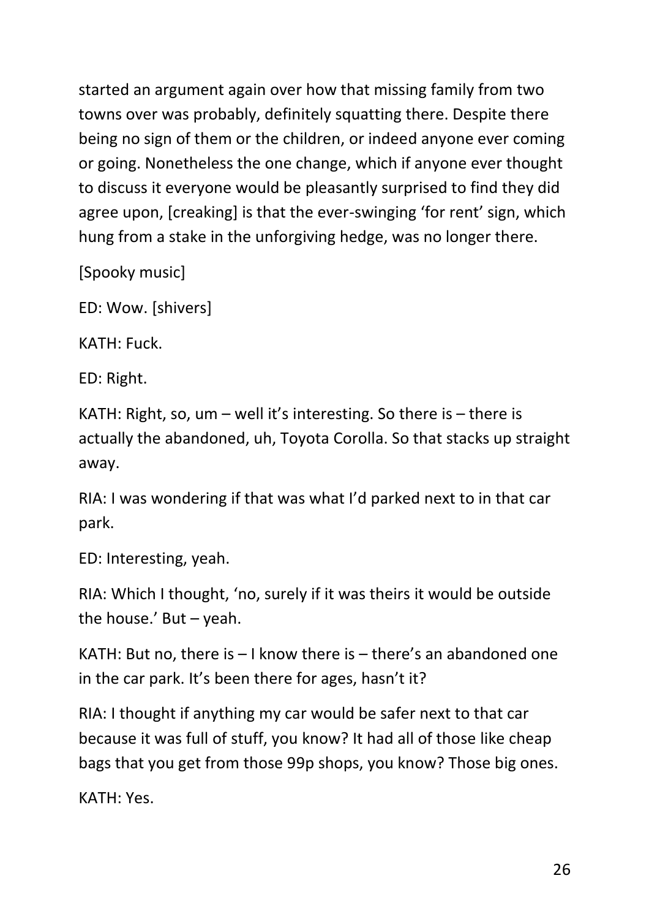started an argument again over how that missing family from two towns over was probably, definitely squatting there. Despite there being no sign of them or the children, or indeed anyone ever coming or going. Nonetheless the one change, which if anyone ever thought to discuss it everyone would be pleasantly surprised to find they did agree upon, [creaking] is that the ever-swinging 'for rent' sign, which hung from a stake in the unforgiving hedge, was no longer there.

[Spooky music]

ED: Wow. [shivers]

KATH: Fuck.

ED: Right.

KATH: Right, so, um – well it's interesting. So there is – there is actually the abandoned, uh, Toyota Corolla. So that stacks up straight away.

RIA: I was wondering if that was what I'd parked next to in that car park.

ED: Interesting, yeah.

RIA: Which I thought, 'no, surely if it was theirs it would be outside the house.' But – yeah.

KATH: But no, there is – I know there is – there's an abandoned one in the car park. It's been there for ages, hasn't it?

RIA: I thought if anything my car would be safer next to that car because it was full of stuff, you know? It had all of those like cheap bags that you get from those 99p shops, you know? Those big ones.

KATH: Yes.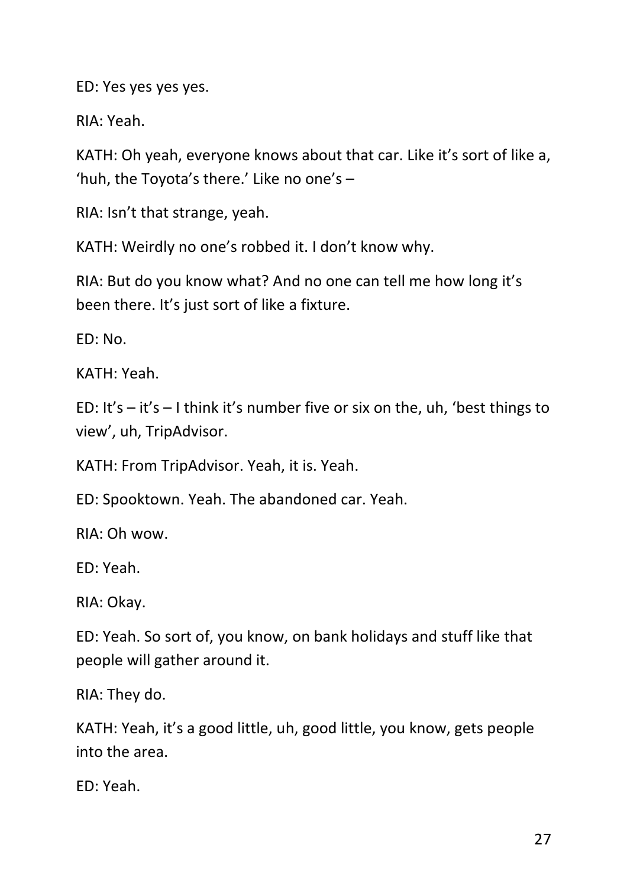ED: Yes yes yes yes.

RIA: Yeah.

KATH: Oh yeah, everyone knows about that car. Like it's sort of like a, 'huh, the Toyota's there.' Like no one's –

RIA: Isn't that strange, yeah.

KATH: Weirdly no one's robbed it. I don't know why.

RIA: But do you know what? And no one can tell me how long it's been there. It's just sort of like a fixture.

ED: No.

KATH: Yeah.

ED: It's – it's – I think it's number five or six on the, uh, 'best things to view', uh, TripAdvisor.

KATH: From TripAdvisor. Yeah, it is. Yeah.

ED: Spooktown. Yeah. The abandoned car. Yeah.

RIA: Oh wow.

ED: Yeah.

RIA: Okay.

ED: Yeah. So sort of, you know, on bank holidays and stuff like that people will gather around it.

RIA: They do.

KATH: Yeah, it's a good little, uh, good little, you know, gets people into the area.

ED: Yeah.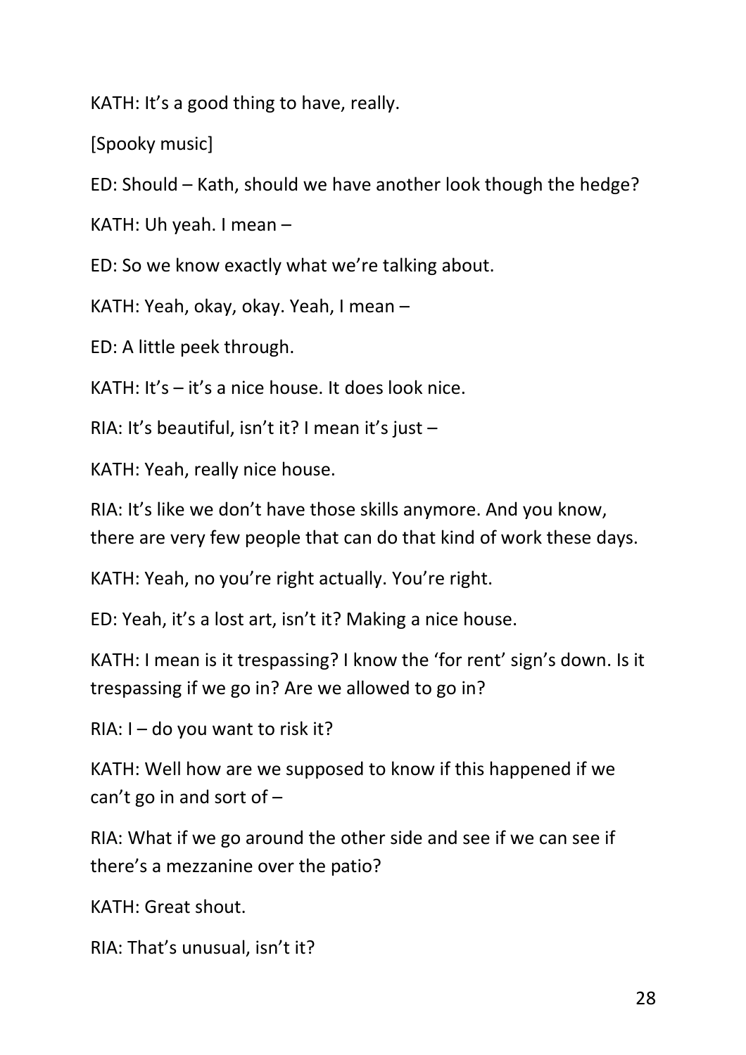KATH: It's a good thing to have, really.

[Spooky music]

ED: Should – Kath, should we have another look though the hedge?

KATH: Uh yeah. I mean –

ED: So we know exactly what we're talking about.

KATH: Yeah, okay, okay. Yeah, I mean –

ED: A little peek through.

KATH: It's – it's a nice house. It does look nice.

RIA: It's beautiful, isn't it? I mean it's just –

KATH: Yeah, really nice house.

RIA: It's like we don't have those skills anymore. And you know, there are very few people that can do that kind of work these days.

KATH: Yeah, no you're right actually. You're right.

ED: Yeah, it's a lost art, isn't it? Making a nice house.

KATH: I mean is it trespassing? I know the 'for rent' sign's down. Is it trespassing if we go in? Are we allowed to go in?

RIA: I – do you want to risk it?

KATH: Well how are we supposed to know if this happened if we can't go in and sort of –

RIA: What if we go around the other side and see if we can see if there's a mezzanine over the patio?

KATH: Great shout.

RIA: That's unusual, isn't it?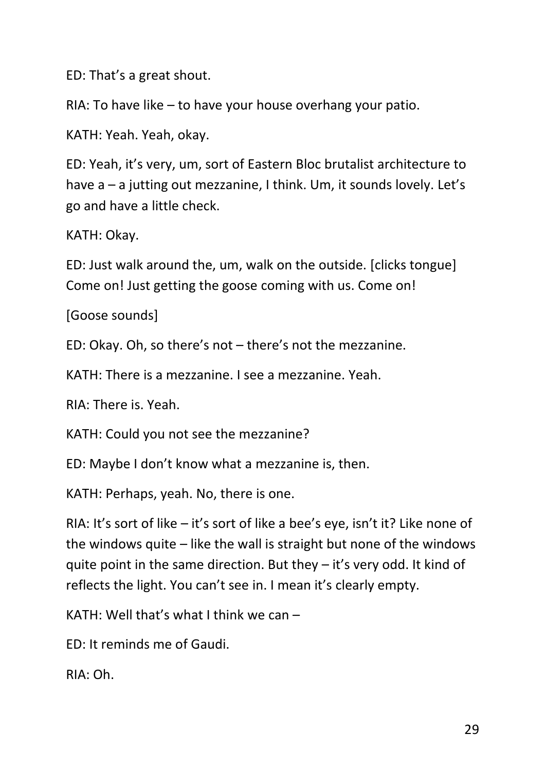ED: That’s a great shout.

RIA: To have like – to have your house overhang your patio.

KATH: Yeah. Yeah, okay.

ED: Yeah, it’s very, um, sort of Eastern Bloc brutalist architecture to have a – a jutting out mezzanine, I think. Um, it sounds lovely. Let’s go and have a little check.

KATH: Okay.

ED: Just walk around the, um, walk on the outside. [clicks tongue] Come on! Just getting the goose coming with us. Come on!

[Goose sounds]

ED: Okay. Oh, so there’s not – there’s not the mezzanine.

KATH: There is a mezzanine. I see a mezzanine. Yeah.

RIA: There is. Yeah.

KATH: Could you not see the mezzanine?

ED: Maybe I don’t know what a mezzanine is, then.

KATH: Perhaps, yeah. No, there is one.

RIA: It’s sort of like – it’s sort of like a bee’s eye, isn’t it? Like none of the windows quite – like the wall is straight but none of the windows quite point in the same direction. But they – it’s very odd. It kind of reflects the light. You can’t see in. I mean it’s clearly empty.

KATH: Well that’s what I think we can –

ED: It reminds me of Gaudi.

RIA: Oh.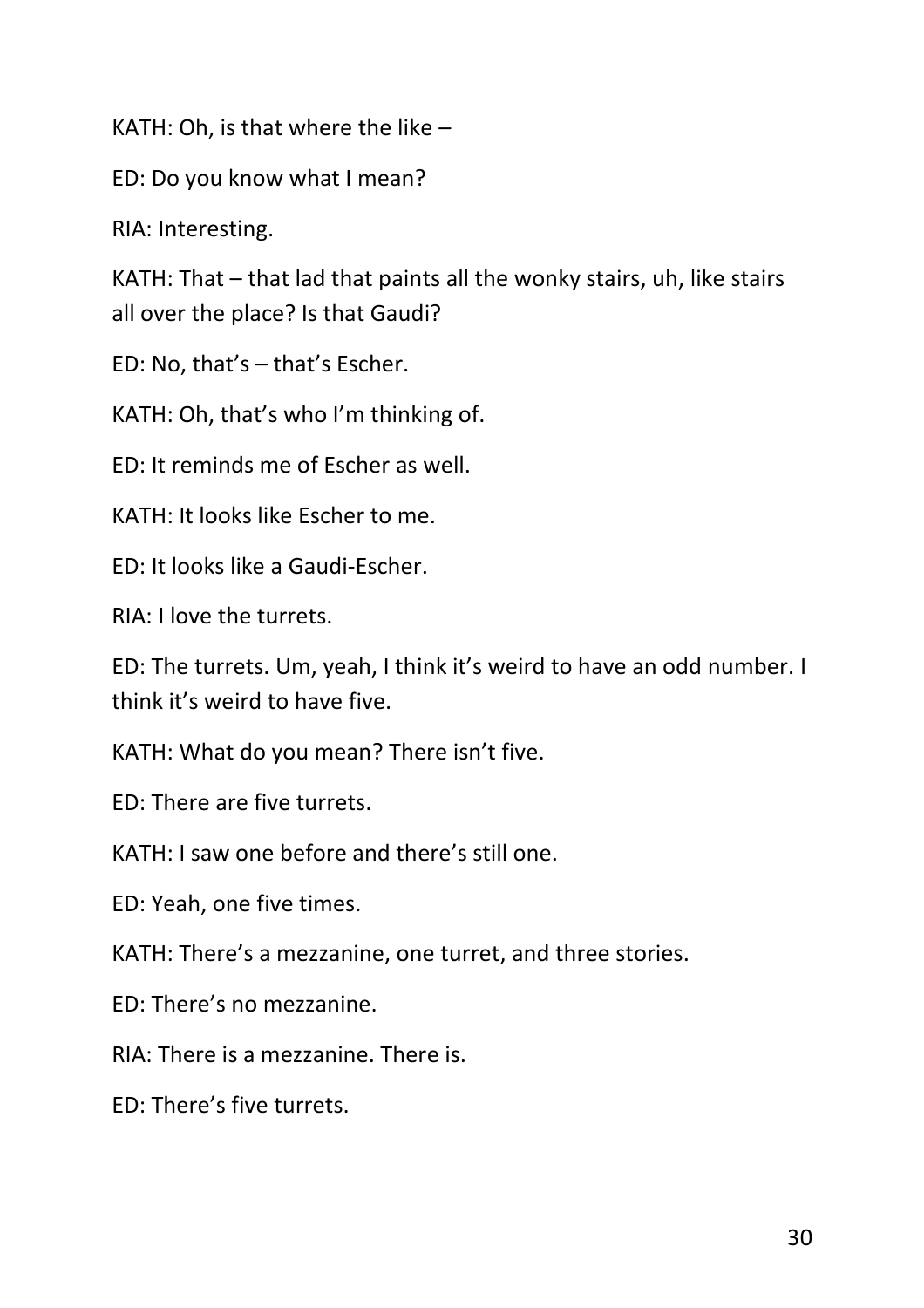KATH: Oh, is that where the like –

ED: Do you know what I mean?

RIA: Interesting.

KATH: That – that lad that paints all the wonky stairs, uh, like stairs all over the place? Is that Gaudi?

ED: No, that's – that's Escher.

KATH: Oh, that's who I'm thinking of.

ED: It reminds me of Escher as well.

KATH: It looks like Escher to me.

ED: It looks like a Gaudi-Escher.

RIA: I love the turrets.

ED: The turrets. Um, yeah, I think it's weird to have an odd number. I think it's weird to have five.

KATH: What do you mean? There isn't five.

ED: There are five turrets.

KATH: I saw one before and there's still one.

ED: Yeah, one five times.

KATH: There's a mezzanine, one turret, and three stories.

ED: There's no mezzanine.

RIA: There is a mezzanine. There is.

ED: There's five turrets.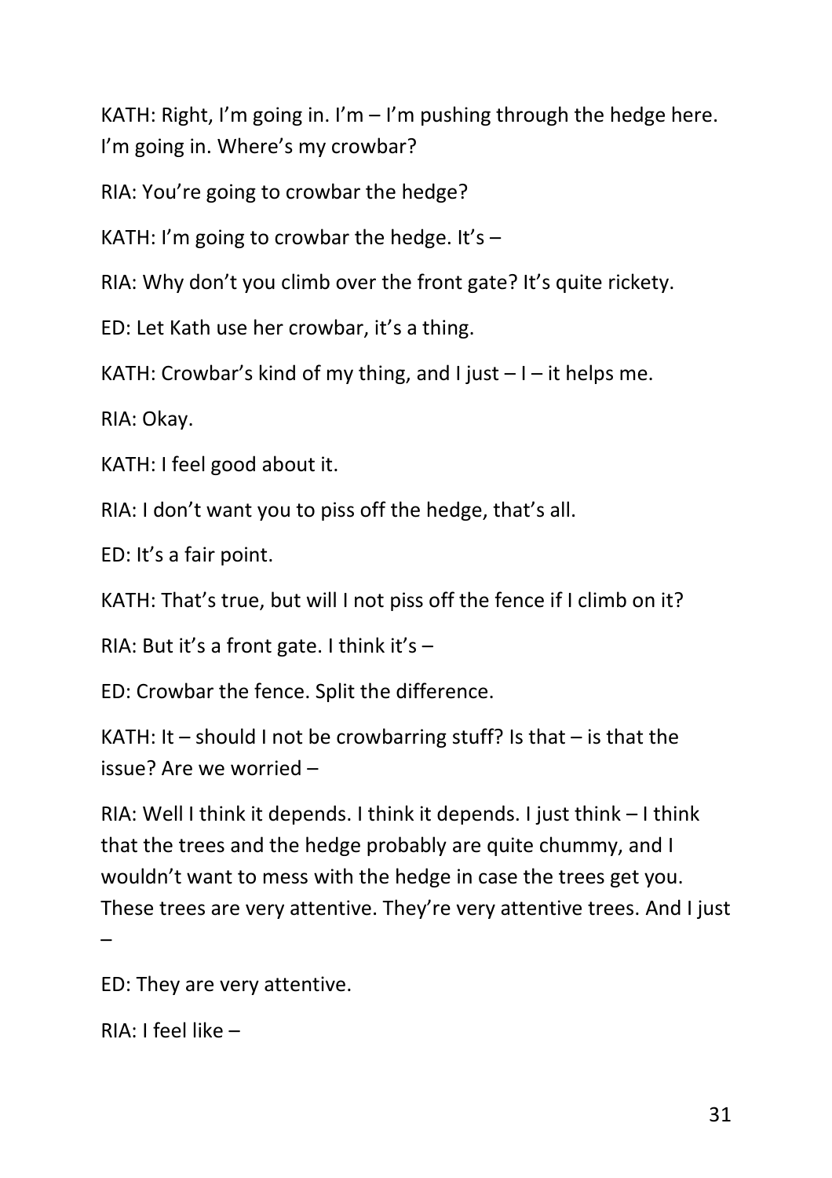KATH: Right, I'm going in. I'm – I'm pushing through the hedge here. I'm going in. Where's my crowbar?

RIA: You're going to crowbar the hedge?

KATH: I'm going to crowbar the hedge. It's –

RIA: Why don't you climb over the front gate? It's quite rickety.

ED: Let Kath use her crowbar, it's a thing.

KATH: Crowbar's kind of my thing, and I just – I – it helps me.

RIA: Okay.

KATH: I feel good about it.

RIA: I don't want you to piss off the hedge, that's all.

ED: It's a fair point.

KATH: That's true, but will I not piss off the fence if I climb on it?

RIA: But it's a front gate. I think it's –

ED: Crowbar the fence. Split the difference.

KATH: It – should I not be crowbarring stuff? Is that – is that the issue? Are we worried –

RIA: Well I think it depends. I think it depends. I just think – I think that the trees and the hedge probably are quite chummy, and I wouldn't want to mess with the hedge in case the trees get you. These trees are very attentive. They're very attentive trees. And I just –

ED: They are very attentive.

RIA: I feel like –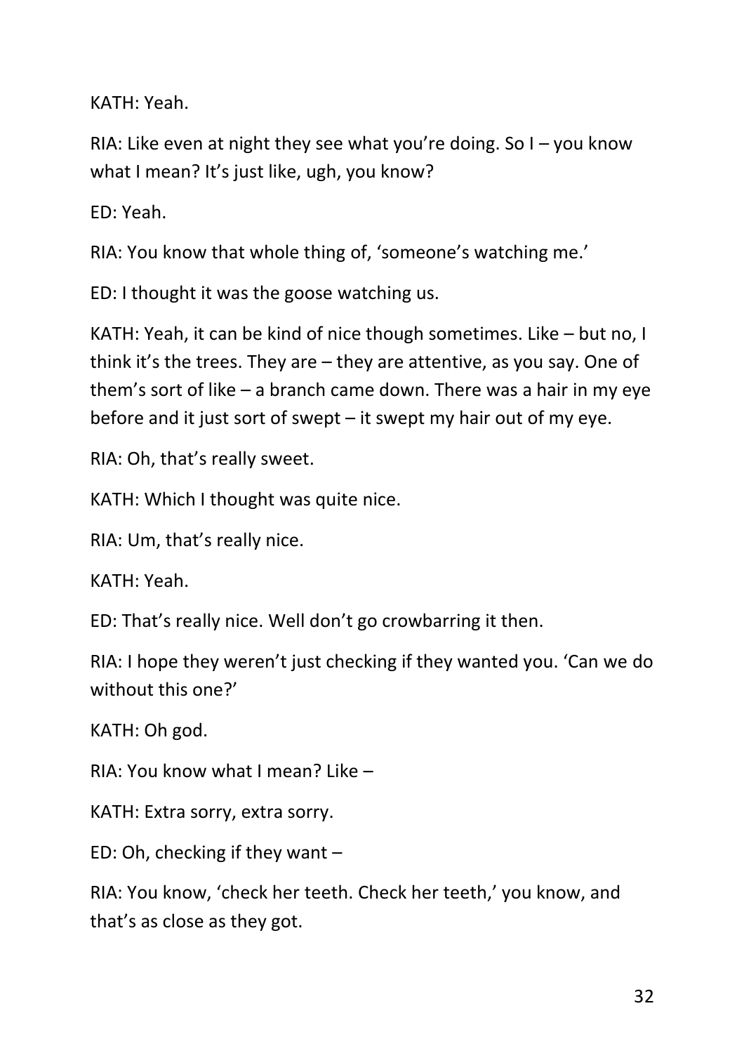KATH: Yeah.

RIA: Like even at night they see what you're doing. So I – you know what I mean? It's just like, ugh, you know?

ED: Yeah.

RIA: You know that whole thing of, 'someone's watching me.'

ED: I thought it was the goose watching us.

KATH: Yeah, it can be kind of nice though sometimes. Like – but no, I think it's the trees. They are – they are attentive, as you say. One of them's sort of like – a branch came down. There was a hair in my eye before and it just sort of swept – it swept my hair out of my eye.

RIA: Oh, that's really sweet.

KATH: Which I thought was quite nice.

RIA: Um, that's really nice.

KATH: Yeah.

ED: That's really nice. Well don't go crowbarring it then.

RIA: I hope they weren't just checking if they wanted you. 'Can we do without this one?'

KATH: Oh god.

RIA: You know what I mean? Like –

KATH: Extra sorry, extra sorry.

ED: Oh, checking if they want –

RIA: You know, 'check her teeth. Check her teeth,' you know, and that's as close as they got.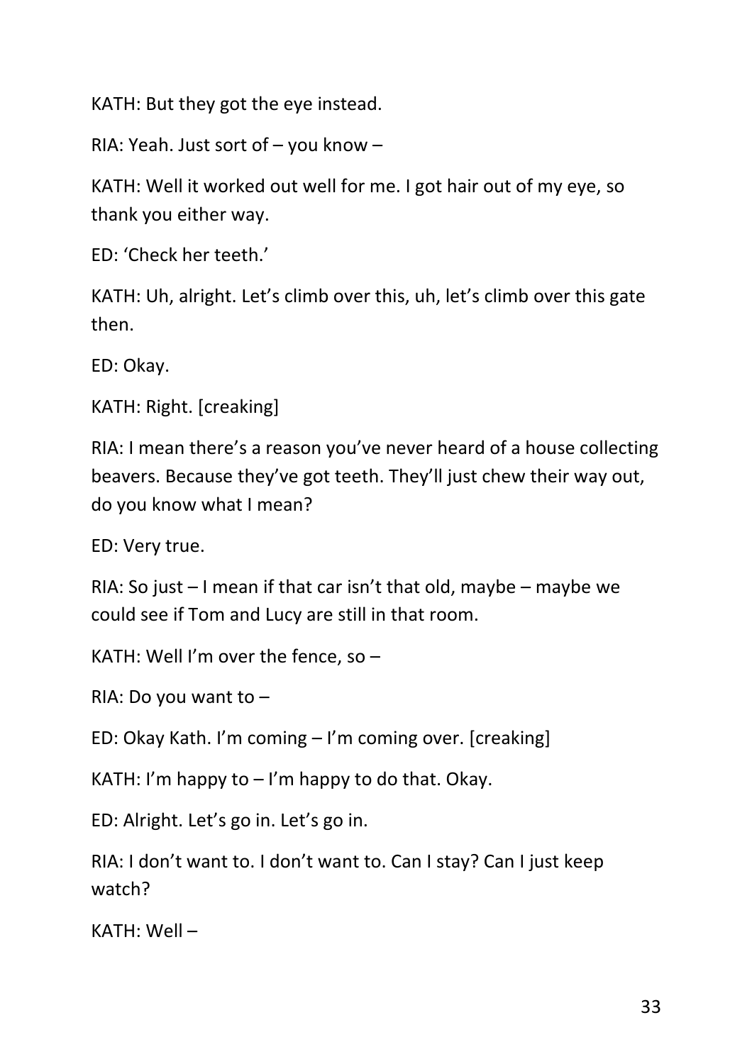KATH: But they got the eye instead.

RIA: Yeah. Just sort of – you know –

KATH: Well it worked out well for me. I got hair out of my eye, so thank you either way.

ED: 'Check her teeth.'

KATH: Uh, alright. Let's climb over this, uh, let's climb over this gate then.

ED: Okay.

KATH: Right. [creaking]

RIA: I mean there's a reason you've never heard of a house collecting beavers. Because they've got teeth. They'll just chew their way out, do you know what I mean?

ED: Very true.

RIA: So just – I mean if that car isn't that old, maybe – maybe we could see if Tom and Lucy are still in that room.

KATH: Well I'm over the fence, so –

RIA: Do you want to –

ED: Okay Kath. I'm coming – I'm coming over. [creaking]

KATH: I'm happy to – I'm happy to do that. Okay.

ED: Alright. Let's go in. Let's go in.

RIA: I don't want to. I don't want to. Can I stay? Can I just keep watch?

KATH: Well –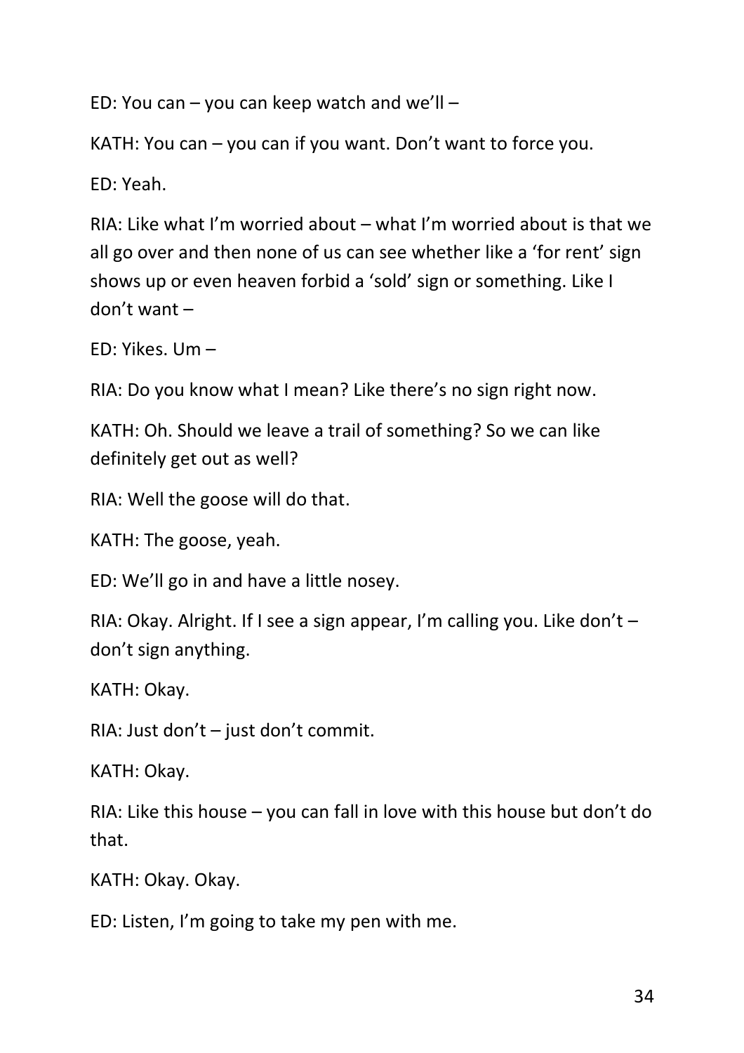ED: You can – you can keep watch and we'll –

KATH: You can – you can if you want. Don't want to force you.

ED: Yeah.

RIA: Like what I'm worried about – what I'm worried about is that we all go over and then none of us can see whether like a 'for rent' sign shows up or even heaven forbid a 'sold' sign or something. Like I don't want –

ED: Yikes. Um –

RIA: Do you know what I mean? Like there's no sign right now.

KATH: Oh. Should we leave a trail of something? So we can like definitely get out as well?

RIA: Well the goose will do that.

KATH: The goose, yeah.

ED: We'll go in and have a little nosey.

RIA: Okay. Alright. If I see a sign appear, I'm calling you. Like don't – don't sign anything.

KATH: Okay.

RIA: Just don't – just don't commit.

KATH: Okay.

RIA: Like this house – you can fall in love with this house but don't do that.

KATH: Okay. Okay.

ED: Listen, I'm going to take my pen with me.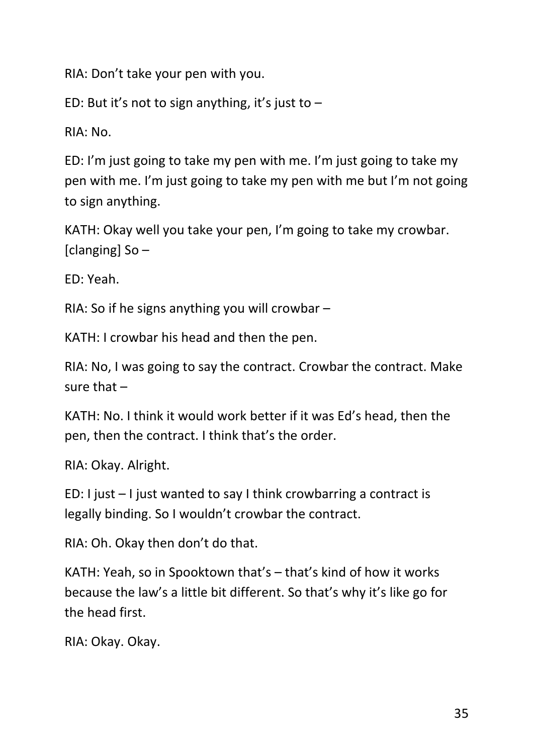RIA: Don't take your pen with you.

ED: But it's not to sign anything, it's just to –

RIA: No.

ED: I'm just going to take my pen with me. I'm just going to take my pen with me. I'm just going to take my pen with me but I'm not going to sign anything.

KATH: Okay well you take your pen, I'm going to take my crowbar. [clanging] So –

ED: Yeah.

RIA: So if he signs anything you will crowbar –

KATH: I crowbar his head and then the pen.

RIA: No, I was going to say the contract. Crowbar the contract. Make sure that –

KATH: No. I think it would work better if it was Ed's head, then the pen, then the contract. I think that's the order.

RIA: Okay. Alright.

ED: I just – I just wanted to say I think crowbarring a contract is legally binding. So I wouldn't crowbar the contract.

RIA: Oh. Okay then don't do that.

KATH: Yeah, so in Spooktown that's – that's kind of how it works because the law's a little bit different. So that's why it's like go for the head first.

RIA: Okay. Okay.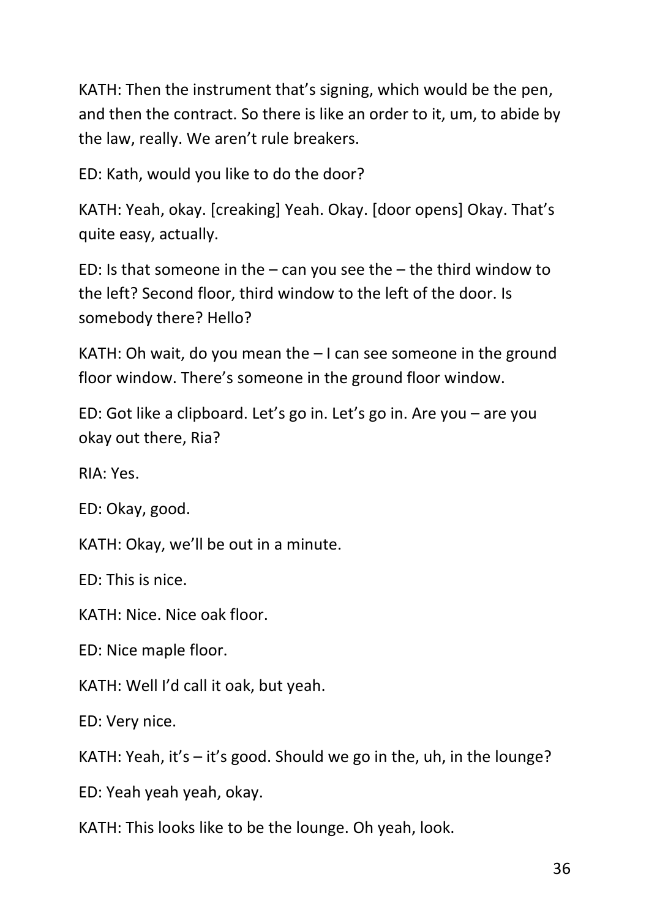KATH: Then the instrument that's signing, which would be the pen, and then the contract. So there is like an order to it, um, to abide by the law, really. We aren't rule breakers.

ED: Kath, would you like to do the door?

KATH: Yeah, okay. [creaking] Yeah. Okay. [door opens] Okay. That's quite easy, actually.

ED: Is that someone in the – can you see the – the third window to the left? Second floor, third window to the left of the door. Is somebody there? Hello?

KATH: Oh wait, do you mean the – I can see someone in the ground floor window. There's someone in the ground floor window.

ED: Got like a clipboard. Let's go in. Let's go in. Are you – are you okay out there, Ria?

RIA: Yes.

ED: Okay, good.

KATH: Okay, we'll be out in a minute.

ED: This is nice.

KATH: Nice. Nice oak floor.

ED: Nice maple floor.

KATH: Well I'd call it oak, but yeah.

ED: Very nice.

KATH: Yeah, it's – it's good. Should we go in the, uh, in the lounge?

ED: Yeah yeah yeah, okay.

KATH: This looks like to be the lounge. Oh yeah, look.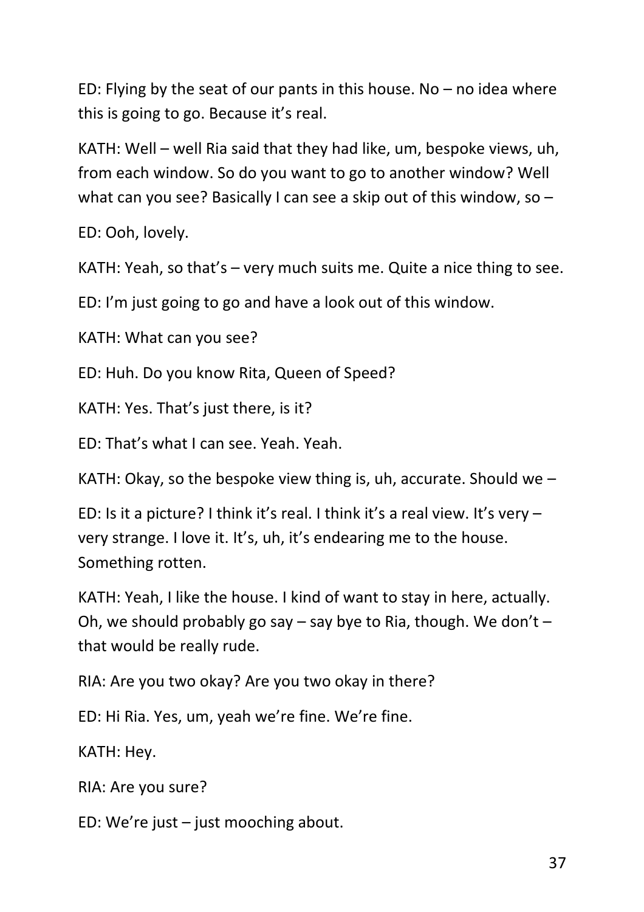ED: Flying by the seat of our pants in this house. No – no idea where this is going to go. Because it's real.

KATH: Well – well Ria said that they had like, um, bespoke views, uh, from each window. So do you want to go to another window? Well what can you see? Basically I can see a skip out of this window, so –

ED: Ooh, lovely.

KATH: Yeah, so that's – very much suits me. Quite a nice thing to see.

ED: I'm just going to go and have a look out of this window.

KATH: What can you see?

ED: Huh. Do you know Rita, Queen of Speed?

KATH: Yes. That's just there, is it?

ED: That's what I can see. Yeah. Yeah.

KATH: Okay, so the bespoke view thing is, uh, accurate. Should we –

ED: Is it a picture? I think it's real. I think it's a real view. It's very – very strange. I love it. It's, uh, it's endearing me to the house. Something rotten.

KATH: Yeah, I like the house. I kind of want to stay in here, actually. Oh, we should probably go say – say bye to Ria, though. We don't – that would be really rude.

RIA: Are you two okay? Are you two okay in there?

ED: Hi Ria. Yes, um, yeah we're fine. We're fine.

KATH: Hey.

RIA: Are you sure?

ED: We're just – just mooching about.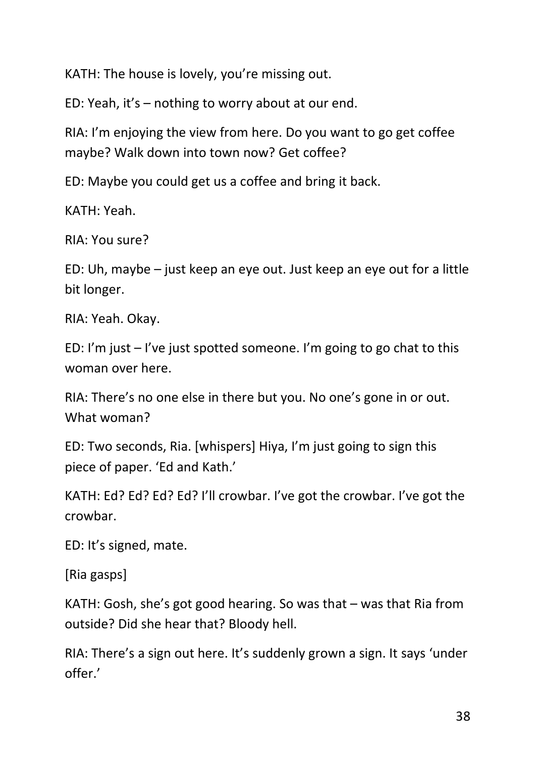KATH: The house is lovely, you're missing out.

ED: Yeah, it's – nothing to worry about at our end.

RIA: I'm enjoying the view from here. Do you want to go get coffee maybe? Walk down into town now? Get coffee?

ED: Maybe you could get us a coffee and bring it back.

KATH: Yeah.

RIA: You sure?

ED: Uh, maybe – just keep an eye out. Just keep an eye out for a little bit longer.

RIA: Yeah. Okay.

ED: I'm just – I've just spotted someone. I'm going to go chat to this woman over here.

RIA: There's no one else in there but you. No one's gone in or out. What woman?

ED: Two seconds, Ria. [whispers] Hiya, I'm just going to sign this piece of paper. 'Ed and Kath.'

KATH: Ed? Ed? Ed? Ed? I'll crowbar. I've got the crowbar. I've got the crowbar.

ED: It's signed, mate.

[Ria gasps]

KATH: Gosh, she's got good hearing. So was that – was that Ria from outside? Did she hear that? Bloody hell.

RIA: There's a sign out here. It's suddenly grown a sign. It says 'under offer.'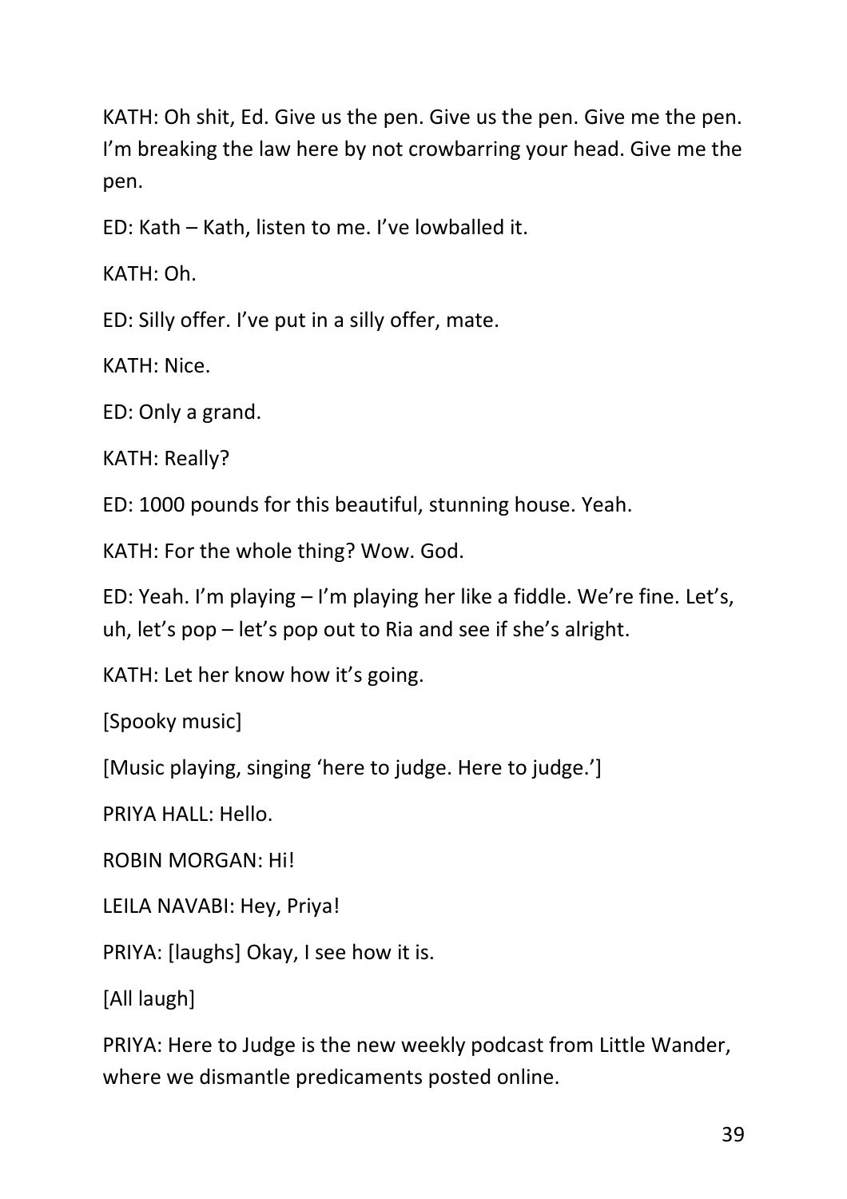KATH: Oh shit, Ed. Give us the pen. Give us the pen. Give me the pen. I'm breaking the law here by not crowbarring your head. Give me the pen.

ED: Kath – Kath, listen to me. I've lowballed it.

KATH: Oh.

ED: Silly offer. I've put in a silly offer, mate.

KATH: Nice.

ED: Only a grand.

KATH: Really?

ED: 1000 pounds for this beautiful, stunning house. Yeah.

KATH: For the whole thing? Wow. God.

ED: Yeah. I'm playing – I'm playing her like a fiddle. We're fine. Let's, uh, let's pop – let's pop out to Ria and see if she's alright.

KATH: Let her know how it's going.

[Spooky music]

[Music playing, singing 'here to judge. Here to judge.']

PRIYA HALL: Hello.

ROBIN MORGAN: Hi!

LEILA NAVABI: Hey, Priya!

PRIYA: [laughs] Okay, I see how it is.

[All laugh]

PRIYA: Here to Judge is the new weekly podcast from Little Wander, where we dismantle predicaments posted online.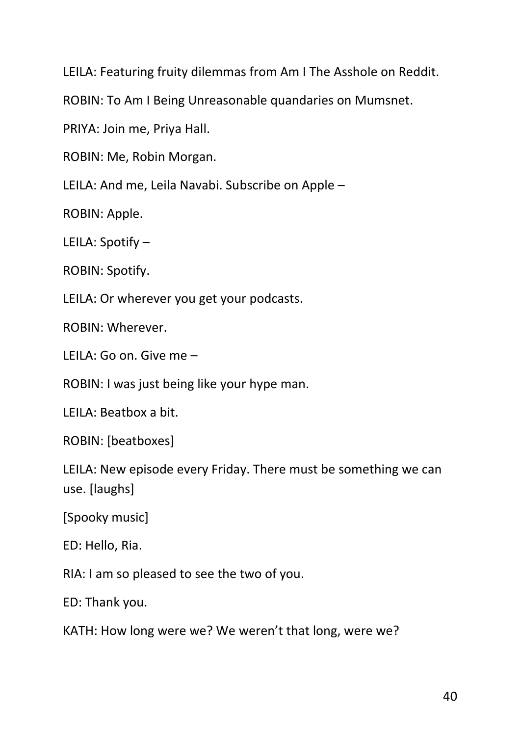LEILA: Featuring fruity dilemmas from Am I The Asshole on Reddit.

ROBIN: To Am I Being Unreasonable quandaries on Mumsnet.

PRIYA: Join me, Priya Hall.

ROBIN: Me, Robin Morgan.

LEILA: And me, Leila Navabi. Subscribe on Apple –

ROBIN: Apple.

LEILA: Spotify –

ROBIN: Spotify.

LEILA: Or wherever you get your podcasts.

ROBIN: Wherever.

LEILA: Go on. Give me –

ROBIN: I was just being like your hype man.

LEILA: Beatbox a bit.

ROBIN: [beatboxes]

LEILA: New episode every Friday. There must be something we can use. [laughs]

[Spooky music]

ED: Hello, Ria.

RIA: I am so pleased to see the two of you.

ED: Thank you.

KATH: How long were we? We weren't that long, were we?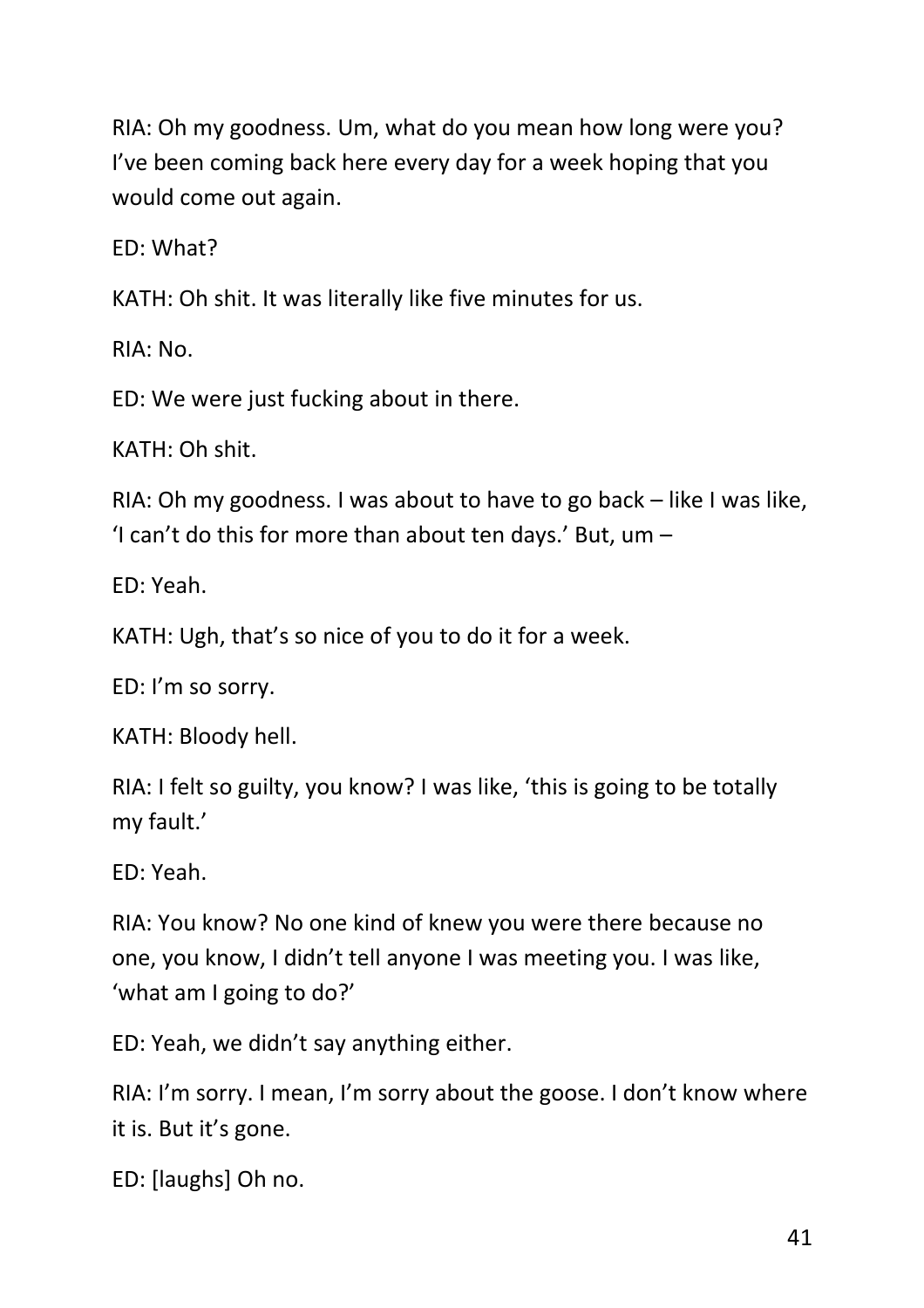RIA: Oh my goodness. Um, what do you mean how long were you? I've been coming back here every day for a week hoping that you would come out again.

ED: What?

KATH: Oh shit. It was literally like five minutes for us.

RIA: No.

ED: We were just fucking about in there.

KATH: Oh shit.

RIA: Oh my goodness. I was about to have to go back – like I was like, 'I can't do this for more than about ten days.' But, um –

ED: Yeah.

KATH: Ugh, that's so nice of you to do it for a week.

ED: I'm so sorry.

KATH: Bloody hell.

RIA: I felt so guilty, you know? I was like, 'this is going to be totally my fault.'

ED: Yeah.

RIA: You know? No one kind of knew you were there because no one, you know, I didn't tell anyone I was meeting you. I was like, 'what am I going to do?'

ED: Yeah, we didn't say anything either.

RIA: I'm sorry. I mean, I'm sorry about the goose. I don't know where it is. But it's gone.

ED: [laughs] Oh no.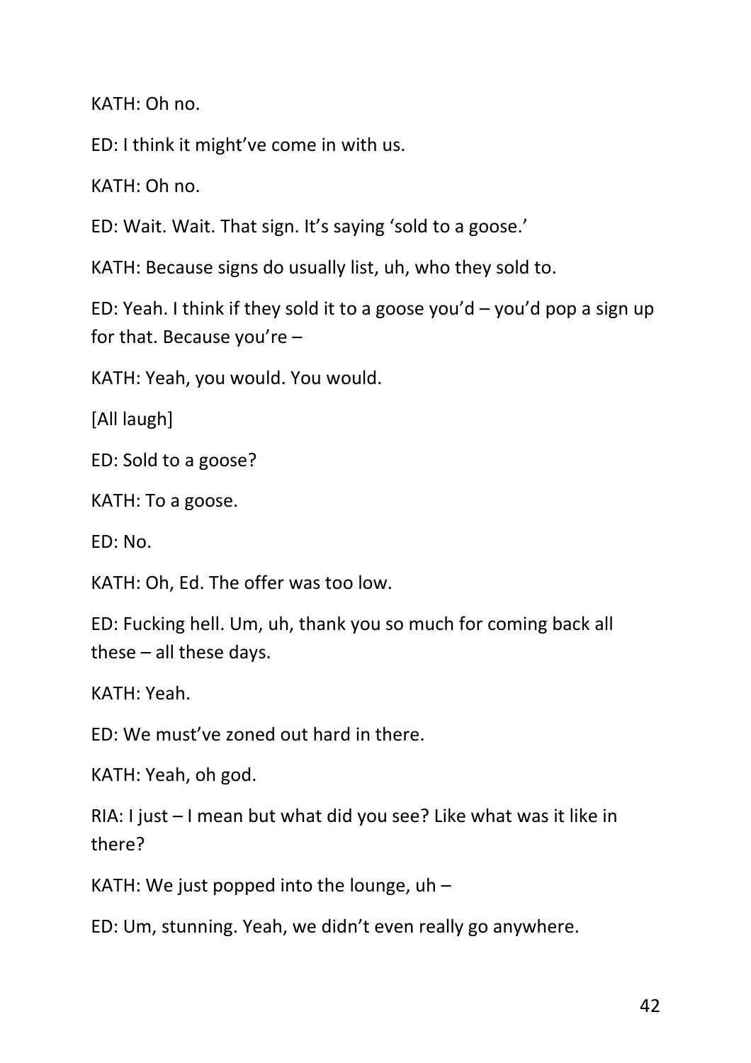KATH: Oh no.

ED: I think it might've come in with us.

KATH: Oh no.

ED: Wait. Wait. That sign. It's saying 'sold to a goose.'

KATH: Because signs do usually list, uh, who they sold to.

ED: Yeah. I think if they sold it to a goose you'd – you'd pop a sign up for that. Because you're –

KATH: Yeah, you would. You would.

[All laugh]

ED: Sold to a goose?

KATH: To a goose.

ED: No.

KATH: Oh, Ed. The offer was too low.

ED: Fucking hell. Um, uh, thank you so much for coming back all these – all these days.

KATH: Yeah.

ED: We must've zoned out hard in there.

KATH: Yeah, oh god.

RIA: I just – I mean but what did you see? Like what was it like in there?

KATH: We just popped into the lounge, uh –

ED: Um, stunning. Yeah, we didn't even really go anywhere.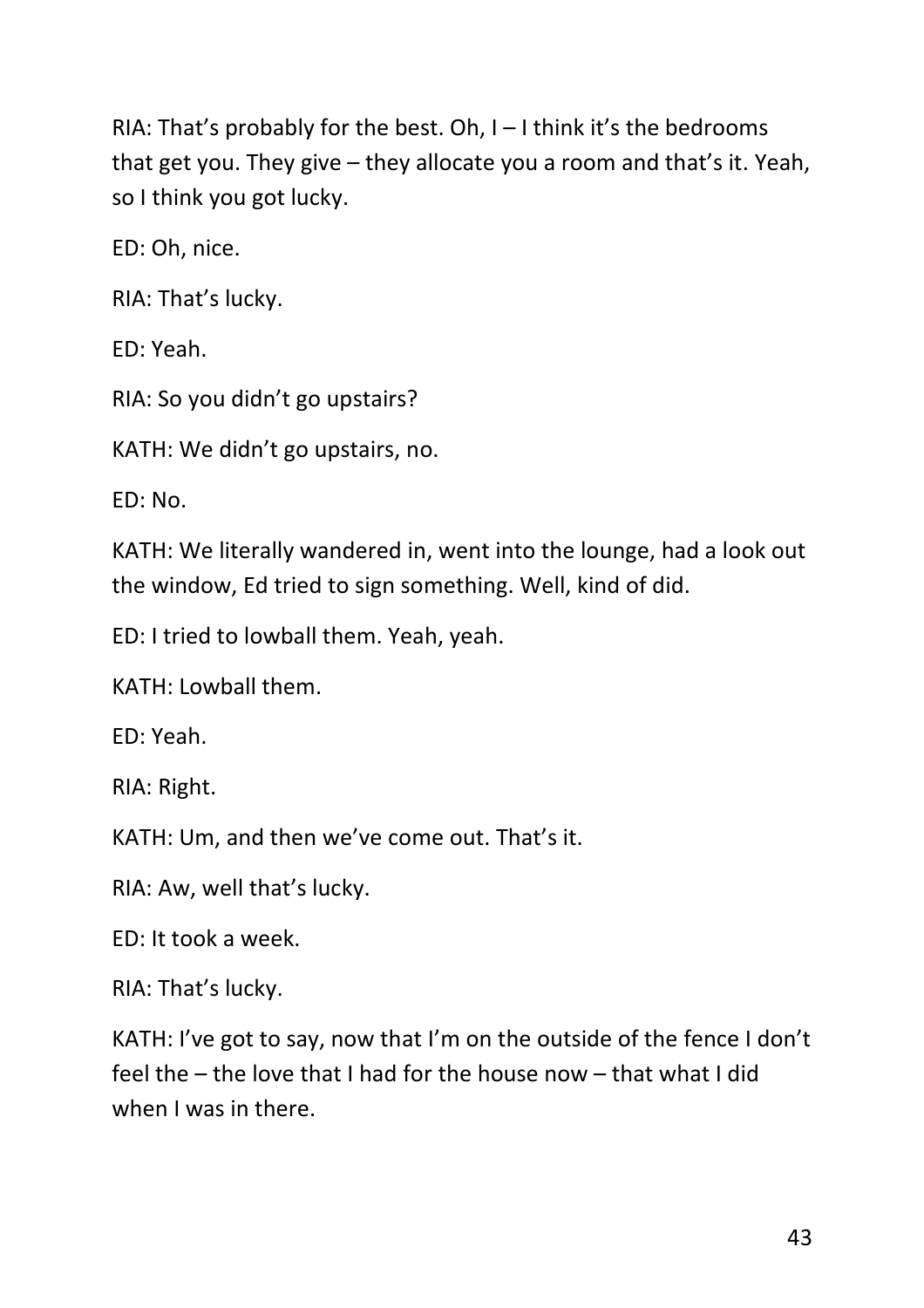RIA: That's probably for the best. Oh, I – I think it's the bedrooms that get you. They give – they allocate you a room and that's it. Yeah, so I think you got lucky.

ED: Oh, nice.

RIA: That's lucky.

ED: Yeah.

RIA: So you didn't go upstairs?

KATH: We didn't go upstairs, no.

ED: No.

KATH: We literally wandered in, went into the lounge, had a look out the window, Ed tried to sign something. Well, kind of did.

ED: I tried to lowball them. Yeah, yeah.

KATH: Lowball them.

ED: Yeah.

RIA: Right.

KATH: Um, and then we've come out. That's it.

RIA: Aw, well that's lucky.

ED: It took a week.

RIA: That's lucky.

KATH: I've got to say, now that I'm on the outside of the fence I don't feel the – the love that I had for the house now – that what I did when I was in there.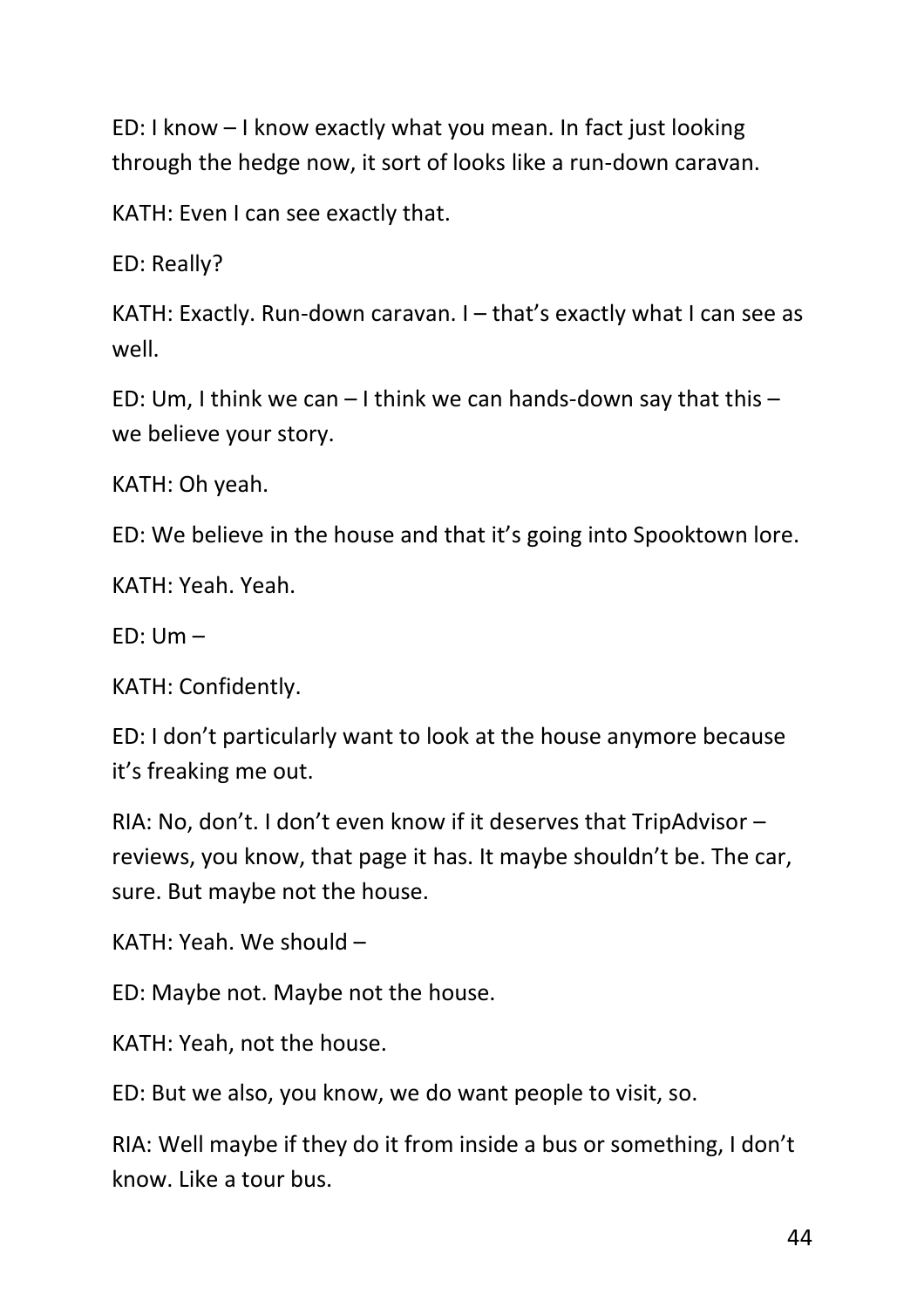ED: I know – I know exactly what you mean. In fact just looking through the hedge now, it sort of looks like a run-down caravan.

KATH: Even I can see exactly that.

ED: Really?

KATH: Exactly. Run-down caravan. I – that's exactly what I can see as well.

ED: Um, I think we can – I think we can hands-down say that this – we believe your story.

KATH: Oh yeah.

ED: We believe in the house and that it's going into Spooktown lore.

KATH: Yeah. Yeah.

ED: Um –

KATH: Confidently.

ED: I don't particularly want to look at the house anymore because it's freaking me out.

RIA: No, don't. I don't even know if it deserves that TripAdvisor – reviews, you know, that page it has. It maybe shouldn't be. The car, sure. But maybe not the house.

KATH: Yeah. We should –

ED: Maybe not. Maybe not the house.

KATH: Yeah, not the house.

ED: But we also, you know, we do want people to visit, so.

RIA: Well maybe if they do it from inside a bus or something, I don't know. Like a tour bus.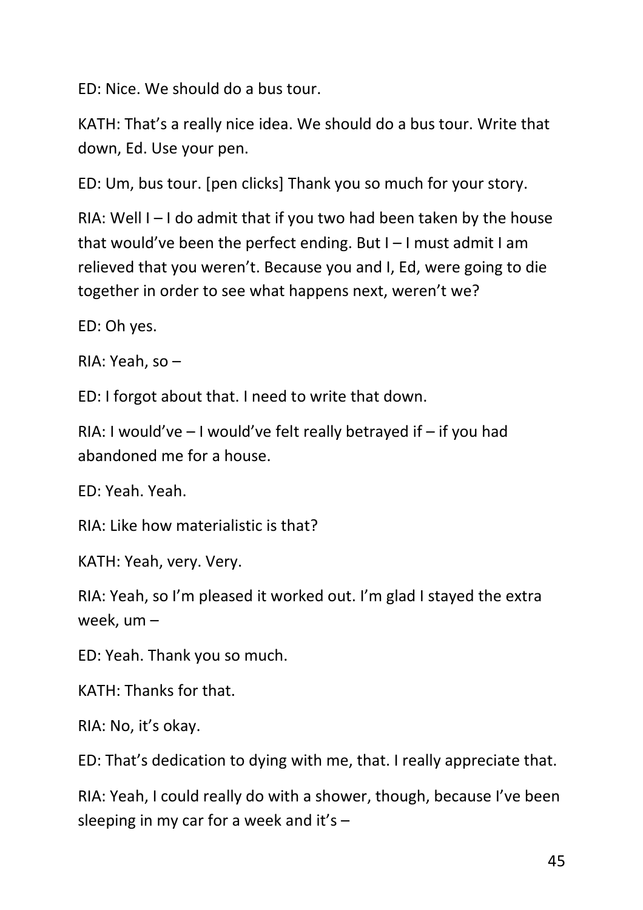ED: Nice. We should do a bus tour.

KATH: That's a really nice idea. We should do a bus tour. Write that down, Ed. Use your pen.

ED: Um, bus tour. [pen clicks] Thank you so much for your story.

RIA: Well I – I do admit that if you two had been taken by the house that would've been the perfect ending. But I – I must admit I am relieved that you weren't. Because you and I, Ed, were going to die together in order to see what happens next, weren't we?

ED: Oh yes.

RIA: Yeah, so –

ED: I forgot about that. I need to write that down.

RIA: I would've – I would've felt really betrayed if – if you had abandoned me for a house.

ED: Yeah. Yeah.

RIA: Like how materialistic is that?

KATH: Yeah, very. Very.

RIA: Yeah, so I'm pleased it worked out. I'm glad I stayed the extra week, um –

ED: Yeah. Thank you so much.

KATH: Thanks for that.

RIA: No, it's okay.

ED: That's dedication to dying with me, that. I really appreciate that.

RIA: Yeah, I could really do with a shower, though, because I've been sleeping in my car for a week and it's –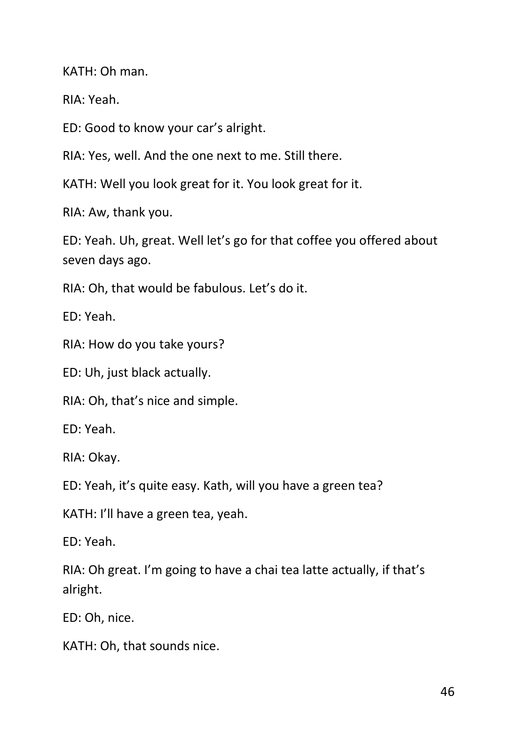KATH: Oh man.

RIA: Yeah.

ED: Good to know your car's alright.

RIA: Yes, well. And the one next to me. Still there.

KATH: Well you look great for it. You look great for it.

RIA: Aw, thank you.

ED: Yeah. Uh, great. Well let's go for that coffee you offered about seven days ago.

RIA: Oh, that would be fabulous. Let's do it.

ED: Yeah.

RIA: How do you take yours?

ED: Uh, just black actually.

RIA: Oh, that's nice and simple.

ED: Yeah.

RIA: Okay.

ED: Yeah, it's quite easy. Kath, will you have a green tea?

KATH: I'll have a green tea, yeah.

ED: Yeah.

RIA: Oh great. I'm going to have a chai tea latte actually, if that's alright.

ED: Oh, nice.

KATH: Oh, that sounds nice.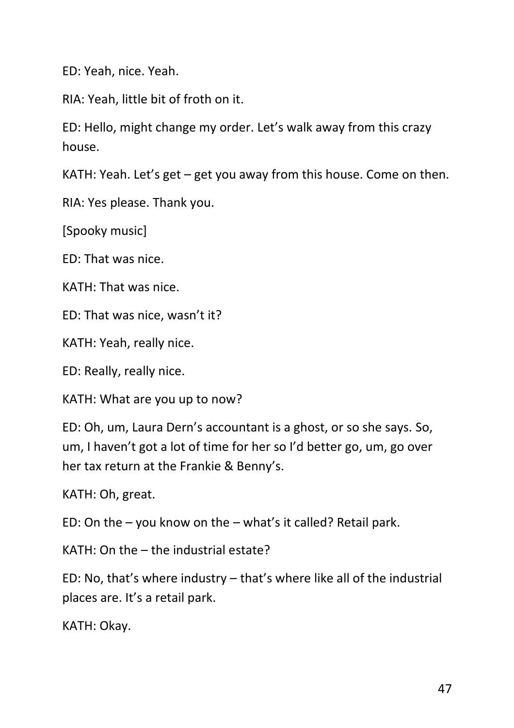ED: Yeah, nice. Yeah.

RIA: Yeah, little bit of froth on it.

ED: Hello, might change my order. Let's walk away from this crazy house.

KATH: Yeah. Let's get – get you away from this house. Come on then.

RIA: Yes please. Thank you.

[Spooky music]

ED: That was nice.

KATH: That was nice.

ED: That was nice, wasn't it?

KATH: Yeah, really nice.

ED: Really, really nice.

KATH: What are you up to now?

ED: Oh, um, Laura Dern's accountant is a ghost, or so she says. So, um, I haven't got a lot of time for her so I'd better go, um, go over her tax return at the Frankie & Benny's.

KATH: Oh, great.

ED: On the – you know on the – what's it called? Retail park.

KATH: On the – the industrial estate?

ED: No, that's where industry – that's where like all of the industrial places are. It's a retail park.

KATH: Okay.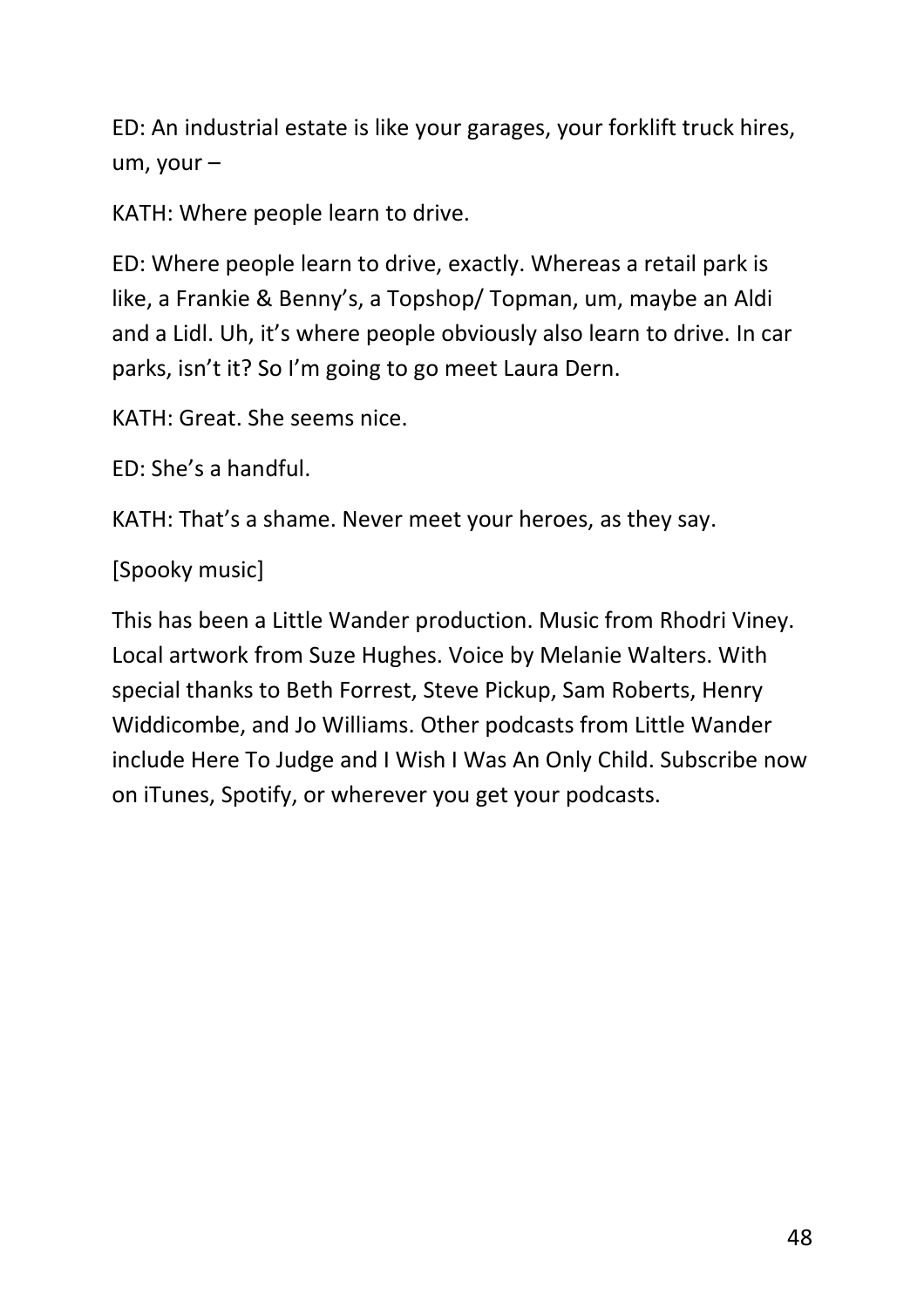ED: An industrial estate is like your garages, your forklift truck hires, um, your –

KATH: Where people learn to drive.

ED: Where people learn to drive, exactly. Whereas a retail park is like, a Frankie & Benny's, a Topshop/ Topman, um, maybe an Aldi and a Lidl. Uh, it's where people obviously also learn to drive. In car parks, isn't it? So I'm going to go meet Laura Dern.

KATH: Great. She seems nice.

ED: She's a handful.

KATH: That's a shame. Never meet your heroes, as they say.

[Spooky music]

This has been a Little Wander production. Music from Rhodri Viney. Local artwork from Suze Hughes. Voice by Melanie Walters. With special thanks to Beth Forrest, Steve Pickup, Sam Roberts, Henry Widdicombe, and Jo Williams. Other podcasts from Little Wander include Here To Judge and I Wish I Was An Only Child. Subscribe now on iTunes, Spotify, or wherever you get your podcasts.